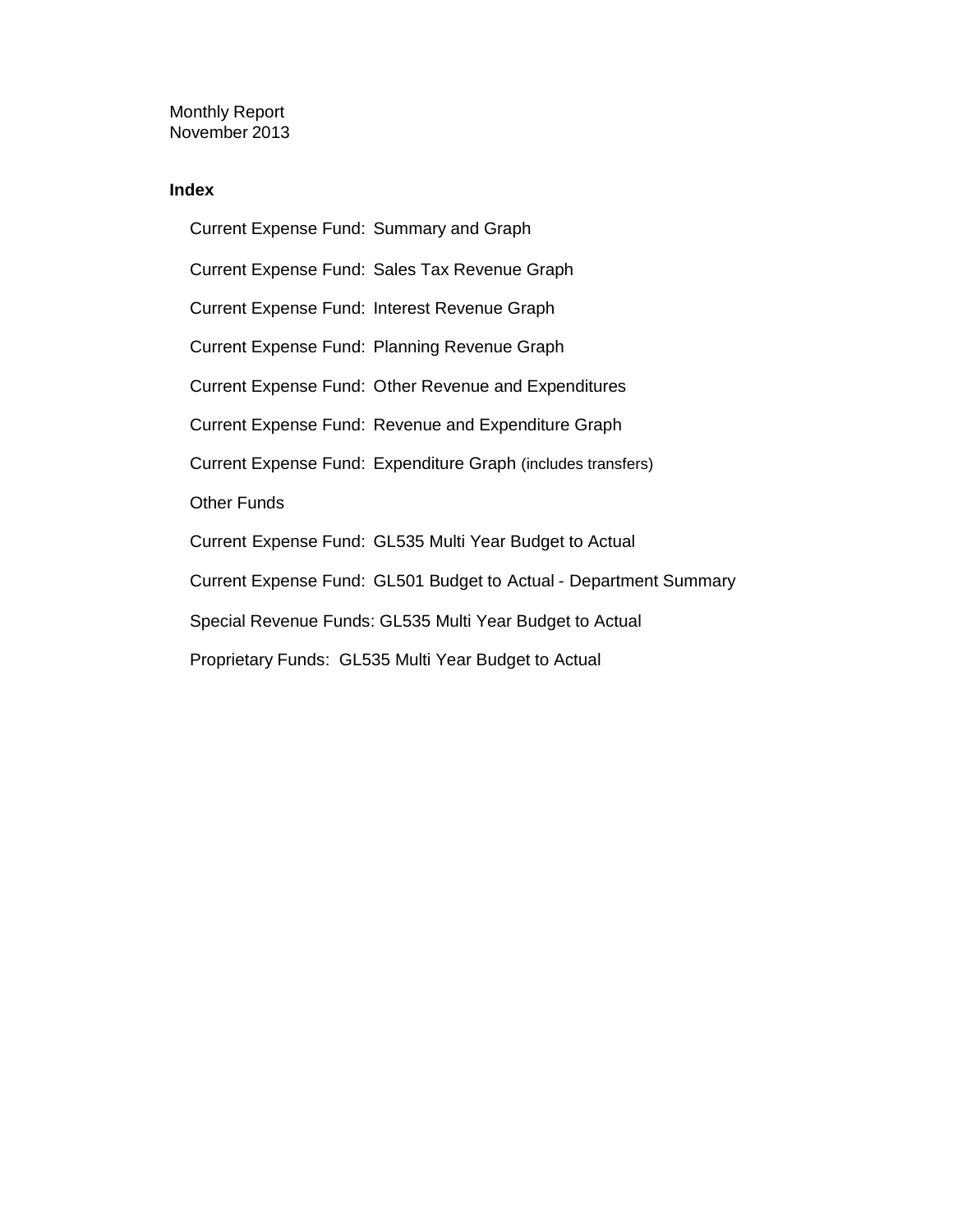Monthly Report
November 2013

**Index**

- Current Expense Fund: Summary and Graph
- Current Expense Fund: Sales Tax Revenue Graph
- Current Expense Fund: Interest Revenue Graph
- Current Expense Fund: Planning Revenue Graph
- Current Expense Fund: Other Revenue and Expenditures
- Current Expense Fund: Revenue and Expenditure Graph
- Current Expense Fund: Expenditure Graph (includes transfers)
- Other Funds
- Current Expense Fund: GL535 Multi Year Budget to Actual
- Current Expense Fund: GL501 Budget to Actual - Department Summary
- Special Revenue Funds: GL535 Multi Year Budget to Actual
- Proprietary Funds: GL535 Multi Year Budget to Actual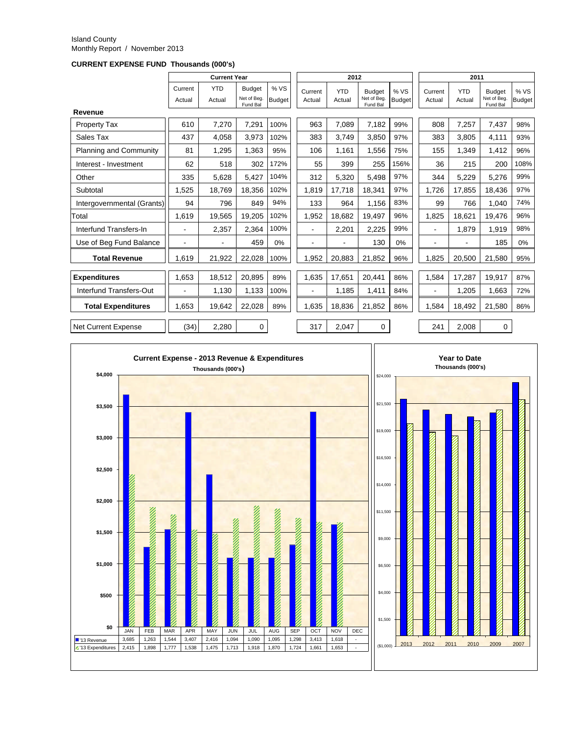Island County
Monthly Report / November 2013

**CURRENT EXPENSE FUND Thousands (000's)**

| | Current Year | | | | 2012 | | | | 2011 | | | |
|---|---|---|---|---|---|---|---|---|---|---|---|---|
| | Current Actual | YTD Actual | Budget Net of Beg. Fund Bal | % VS Budget | Current Actual | YTD Actual | Budget Net of Beg. Fund Bal | % VS Budget | Current Actual | YTD Actual | Budget Net of Beg. Fund Bal | % VS Budget |
| **Revenue** | | | | | | | | | | | | |
| Property Tax | 610 | 7,270 | 7,291 | 100% | 963 | 7,089 | 7,182 | 99% | 808 | 7,257 | 7,437 | 98% |
| Sales Tax | 437 | 4,058 | 3,973 | 102% | 383 | 3,749 | 3,850 | 97% | 383 | 3,805 | 4,111 | 93% |
| Planning and Community | 81 | 1,295 | 1,363 | 95% | 106 | 1,161 | 1,556 | 75% | 155 | 1,349 | 1,412 | 96% |
| Interest - Investment | 62 | 518 | 302 | 172% | 55 | 399 | 255 | 156% | 36 | 215 | 200 | 108% |
| Other | 335 | 5,628 | 5,427 | 104% | 312 | 5,320 | 5,498 | 97% | 344 | 5,229 | 5,276 | 99% |
| Subtotal | 1,525 | 18,769 | 18,356 | 102% | 1,819 | 17,718 | 18,341 | 97% | 1,726 | 17,855 | 18,436 | 97% |
| Intergovernmental (Grants) | 94 | 796 | 849 | 94% | 133 | 964 | 1,156 | 83% | 99 | 766 | 1,040 | 74% |
| Total | 1,619 | 19,565 | 19,205 | 102% | 1,952 | 18,682 | 19,497 | 96% | 1,825 | 18,621 | 19,476 | 96% |
| Interfund Transfers-In | - | 2,357 | 2,364 | 100% | - | 2,201 | 2,225 | 99% | - | 1,879 | 1,919 | 98% |
| Use of Beg Fund Balance | - | - | 459 | 0% | - | - | 130 | 0% | - | - | 185 | 0% |
| **Total Revenue** | 1,619 | 21,922 | 22,028 | 100% | 1,952 | 20,883 | 21,852 | 96% | 1,825 | 20,500 | 21,580 | 95% |
| **Expenditures** | 1,653 | 18,512 | 20,895 | 89% | 1,635 | 17,651 | 20,441 | 86% | 1,584 | 17,287 | 19,917 | 87% |
| Interfund Transfers-Out | - | 1,130 | 1,133 | 100% | - | 1,185 | 1,411 | 84% | - | 1,205 | 1,663 | 72% |
| **Total Expenditures** | 1,653 | 19,642 | 22,028 | 89% | 1,635 | 18,836 | 21,852 | 86% | 1,584 | 18,492 | 21,580 | 86% |
| Net Current Expense | (34) | 2,280 | 0 | | 317 | 2,047 | 0 | | 241 | 2,008 | 0 | |

**Current Expense - 2013 Revenue & Expenditures**
Thousands (000's)

| | JAN | FEB | MAR | APR | MAY | JUN | JUL | AUG | SEP | OCT | NOV | DEC |
|---|---|---|---|---|---|---|---|---|---|---|---|---|
| '13 Revenue | 3,685 | 1,263 | 1,544 | 3,407 | 2,416 | 1,094 | 1,090 | 1,095 | 1,298 | 3,413 | 1,618 | - |
| '13 Expenditures | 2,415 | 1,898 | 1,777 | 1,538 | 1,475 | 1,713 | 1,918 | 1,870 | 1,724 | 1,661 | 1,653 | - |

**Year to Date**
Thousands (000's)

2013, 2012, 2011, 2010, 2009, 2007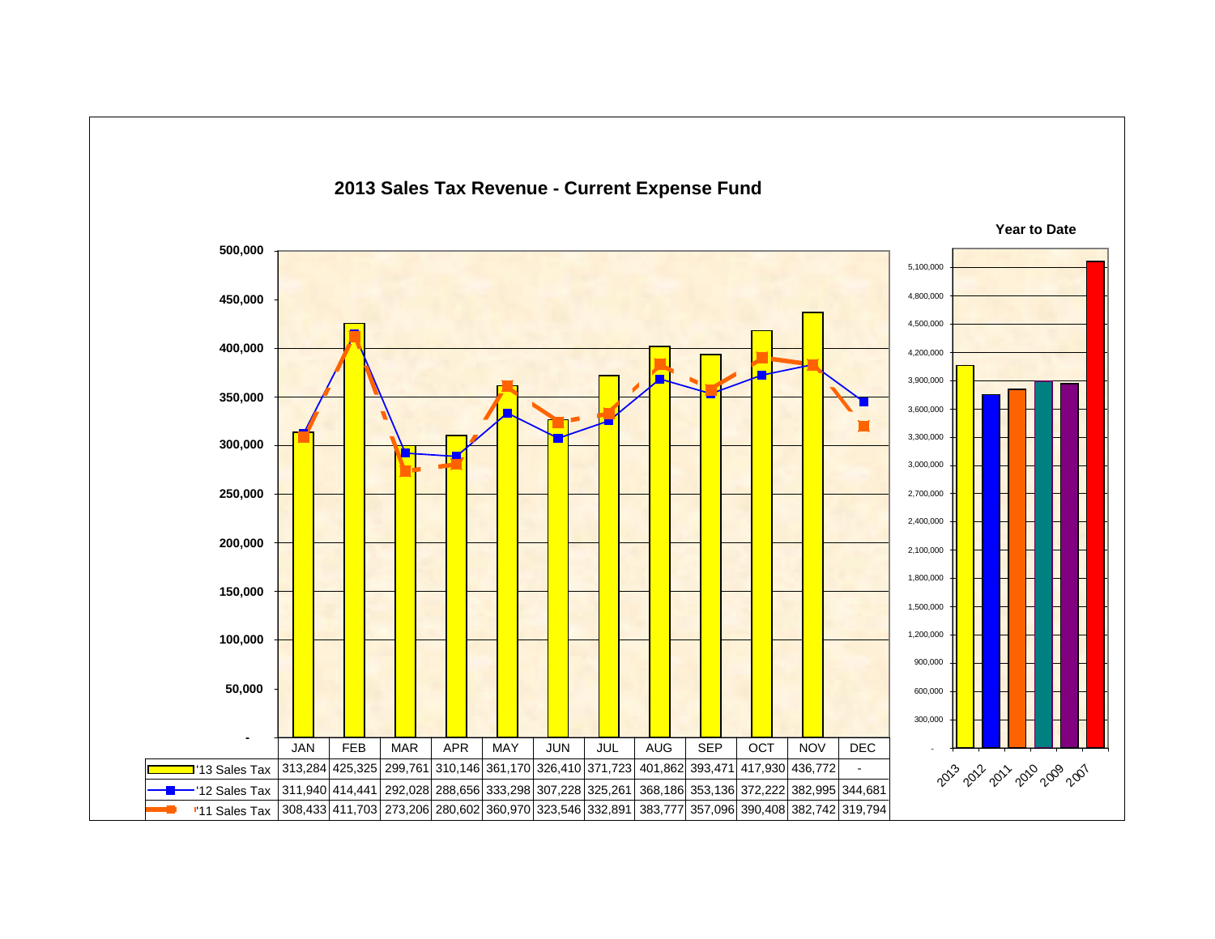## 2013 Sales Tax Revenue - Current Expense Fund

| | JAN | FEB | MAR | APR | MAY | JUN | JUL | AUG | SEP | OCT | NOV | DEC |
|---|---|---|---|---|---|---|---|---|---|---|---|---|
| '13 Sales Tax | 313,284 | 425,325 | 299,761 | 310,146 | 361,170 | 326,410 | 371,723 | 401,862 | 393,471 | 417,930 | 436,772 | - |
| '12 Sales Tax | 311,940 | 414,441 | 292,028 | 288,656 | 333,298 | 307,228 | 325,261 | 368,186 | 353,136 | 372,222 | 382,995 | 344,681 |
| '11 Sales Tax | 308,433 | 411,703 | 273,206 | 280,602 | 360,970 | 323,546 | 332,891 | 383,777 | 357,096 | 390,408 | 382,742 | 319,794 |

### Year to Date

2013, 2012, 2011, 2010, 2009, 2007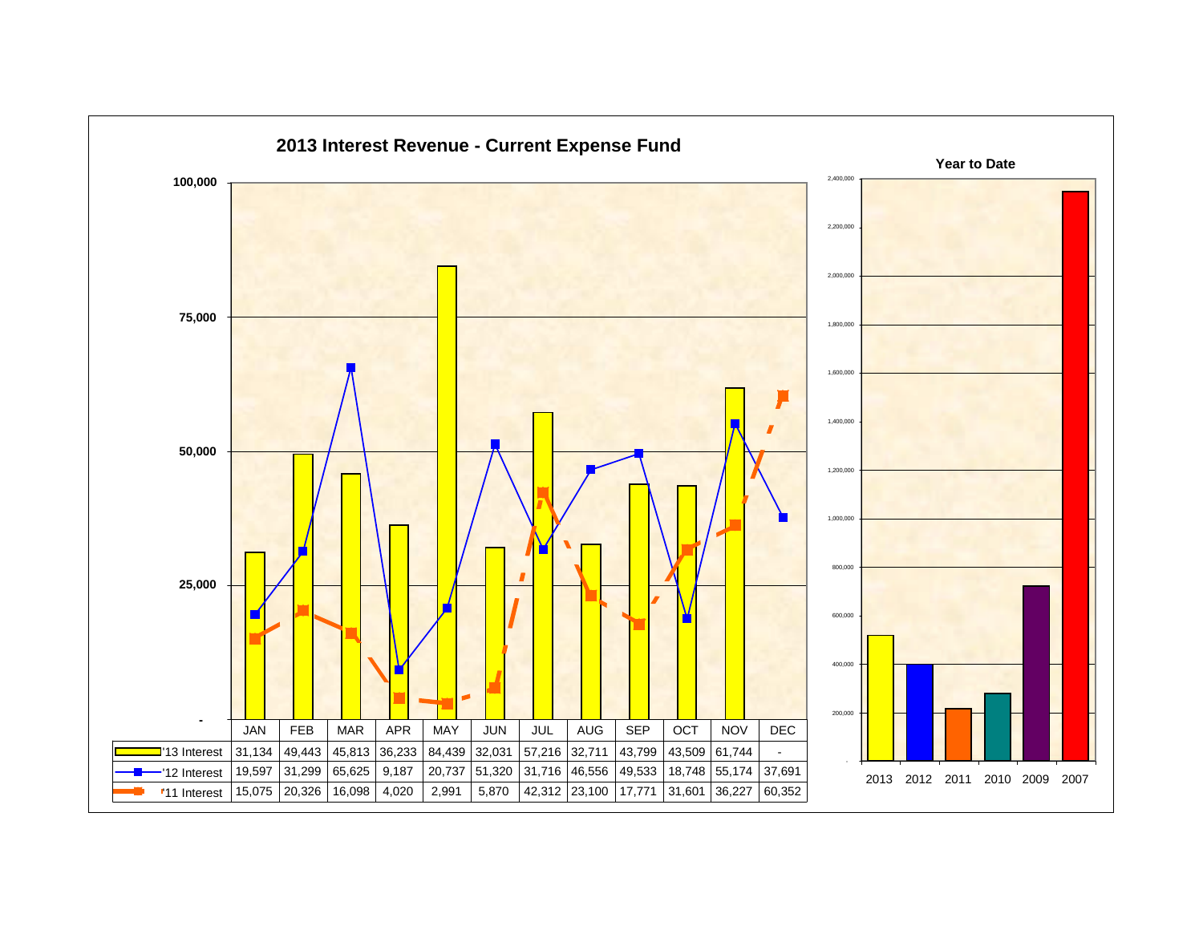## 2013 Interest Revenue - Current Expense Fund

| | JAN | FEB | MAR | APR | MAY | JUN | JUL | AUG | SEP | OCT | NOV | DEC |
|---|---|---|---|---|---|---|---|---|---|---|---|---|
| '13 Interest | 31,134 | 49,443 | 45,813 | 36,233 | 84,439 | 32,031 | 57,216 | 32,711 | 43,799 | 43,509 | 61,744 | - |
| '12 Interest | 19,597 | 31,299 | 65,625 | 9,187 | 20,737 | 51,320 | 31,716 | 46,556 | 49,533 | 18,748 | 55,174 | 37,691 |
| '11 Interest | 15,075 | 20,326 | 16,098 | 4,020 | 2,991 | 5,870 | 42,312 | 23,100 | 17,771 | 31,601 | 36,227 | 60,352 |

### Year to Date

2013 2012 2011 2010 2009 2007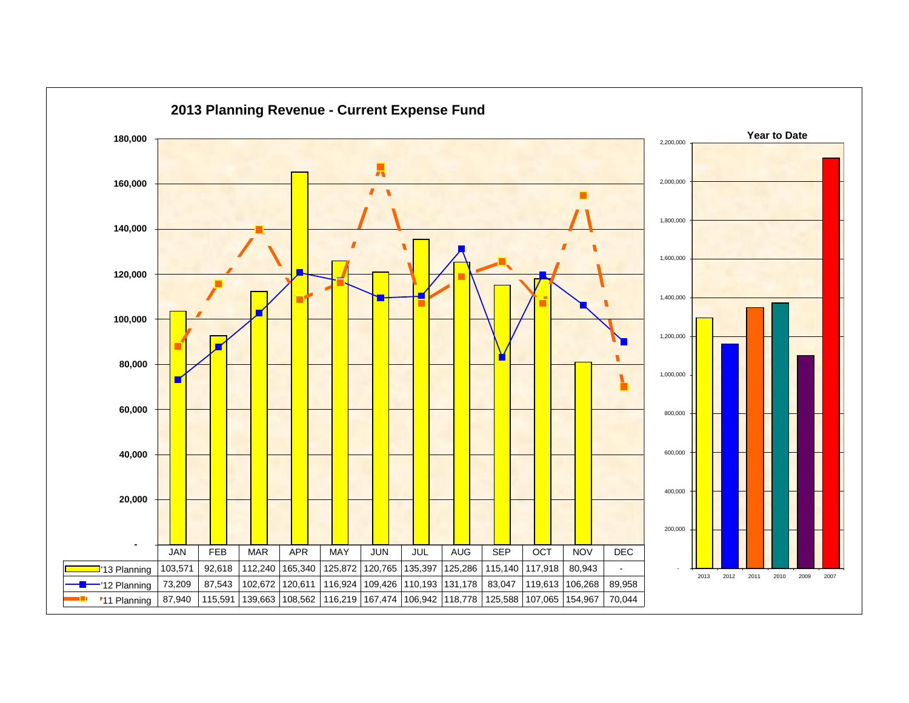## 2013 Planning Revenue - Current Expense Fund

| | JAN | FEB | MAR | APR | MAY | JUN | JUL | AUG | SEP | OCT | NOV | DEC |
|---|---|---|---|---|---|---|---|---|---|---|---|---|
| '13 Planning | 103,571 | 92,618 | 112,240 | 165,340 | 125,872 | 120,765 | 135,397 | 125,286 | 115,140 | 117,918 | 80,943 | - |
| '12 Planning | 73,209 | 87,543 | 102,672 | 120,611 | 116,924 | 109,426 | 110,193 | 131,178 | 83,047 | 119,613 | 106,268 | 89,958 |
| '11 Planning | 87,940 | 115,591 | 139,663 | 108,562 | 116,219 | 167,474 | 106,942 | 118,778 | 125,588 | 107,065 | 154,967 | 70,044 |

### Year to Date

Years shown: 2013, 2012, 2011, 2010, 2009, 2007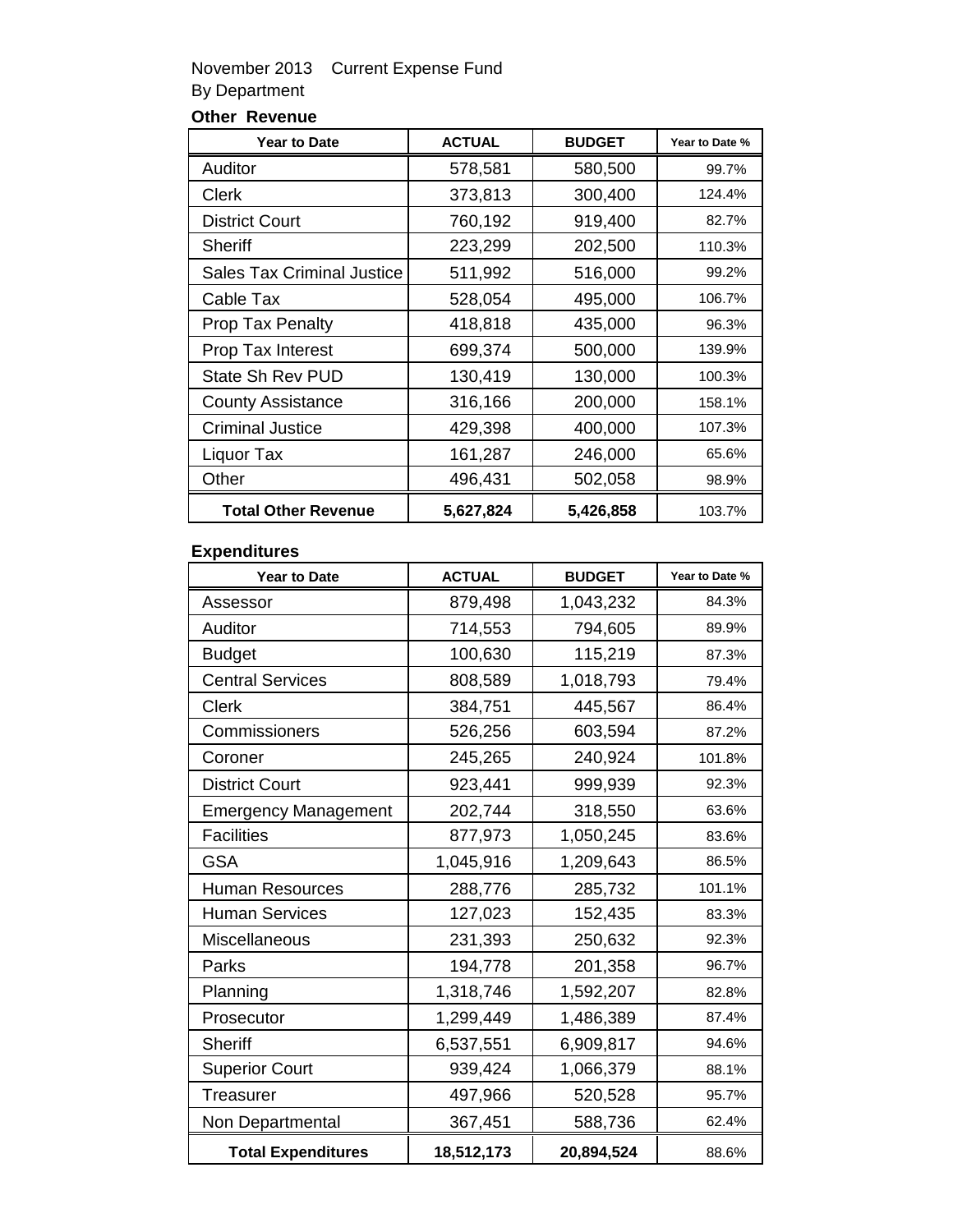November 2013 Current Expense Fund

By Department

**Other Revenue**

| Year to Date | ACTUAL | BUDGET | Year to Date % |
|---|---|---|---|
| Auditor | 578,581 | 580,500 | 99.7% |
| Clerk | 373,813 | 300,400 | 124.4% |
| District Court | 760,192 | 919,400 | 82.7% |
| Sheriff | 223,299 | 202,500 | 110.3% |
| Sales Tax Criminal Justice | 511,992 | 516,000 | 99.2% |
| Cable Tax | 528,054 | 495,000 | 106.7% |
| Prop Tax Penalty | 418,818 | 435,000 | 96.3% |
| Prop Tax Interest | 699,374 | 500,000 | 139.9% |
| State Sh Rev PUD | 130,419 | 130,000 | 100.3% |
| County Assistance | 316,166 | 200,000 | 158.1% |
| Criminal Justice | 429,398 | 400,000 | 107.3% |
| Liquor Tax | 161,287 | 246,000 | 65.6% |
| Other | 496,431 | 502,058 | 98.9% |
| **Total Other Revenue** | **5,627,824** | **5,426,858** | 103.7% |

**Expenditures**

| Year to Date | ACTUAL | BUDGET | Year to Date % |
|---|---|---|---|
| Assessor | 879,498 | 1,043,232 | 84.3% |
| Auditor | 714,553 | 794,605 | 89.9% |
| Budget | 100,630 | 115,219 | 87.3% |
| Central Services | 808,589 | 1,018,793 | 79.4% |
| Clerk | 384,751 | 445,567 | 86.4% |
| Commissioners | 526,256 | 603,594 | 87.2% |
| Coroner | 245,265 | 240,924 | 101.8% |
| District Court | 923,441 | 999,939 | 92.3% |
| Emergency Management | 202,744 | 318,550 | 63.6% |
| Facilities | 877,973 | 1,050,245 | 83.6% |
| GSA | 1,045,916 | 1,209,643 | 86.5% |
| Human Resources | 288,776 | 285,732 | 101.1% |
| Human Services | 127,023 | 152,435 | 83.3% |
| Miscellaneous | 231,393 | 250,632 | 92.3% |
| Parks | 194,778 | 201,358 | 96.7% |
| Planning | 1,318,746 | 1,592,207 | 82.8% |
| Prosecutor | 1,299,449 | 1,486,389 | 87.4% |
| Sheriff | 6,537,551 | 6,909,817 | 94.6% |
| Superior Court | 939,424 | 1,066,379 | 88.1% |
| Treasurer | 497,966 | 520,528 | 95.7% |
| Non Departmental | 367,451 | 588,736 | 62.4% |
| **Total Expenditures** | **18,512,173** | **20,894,524** | 88.6% |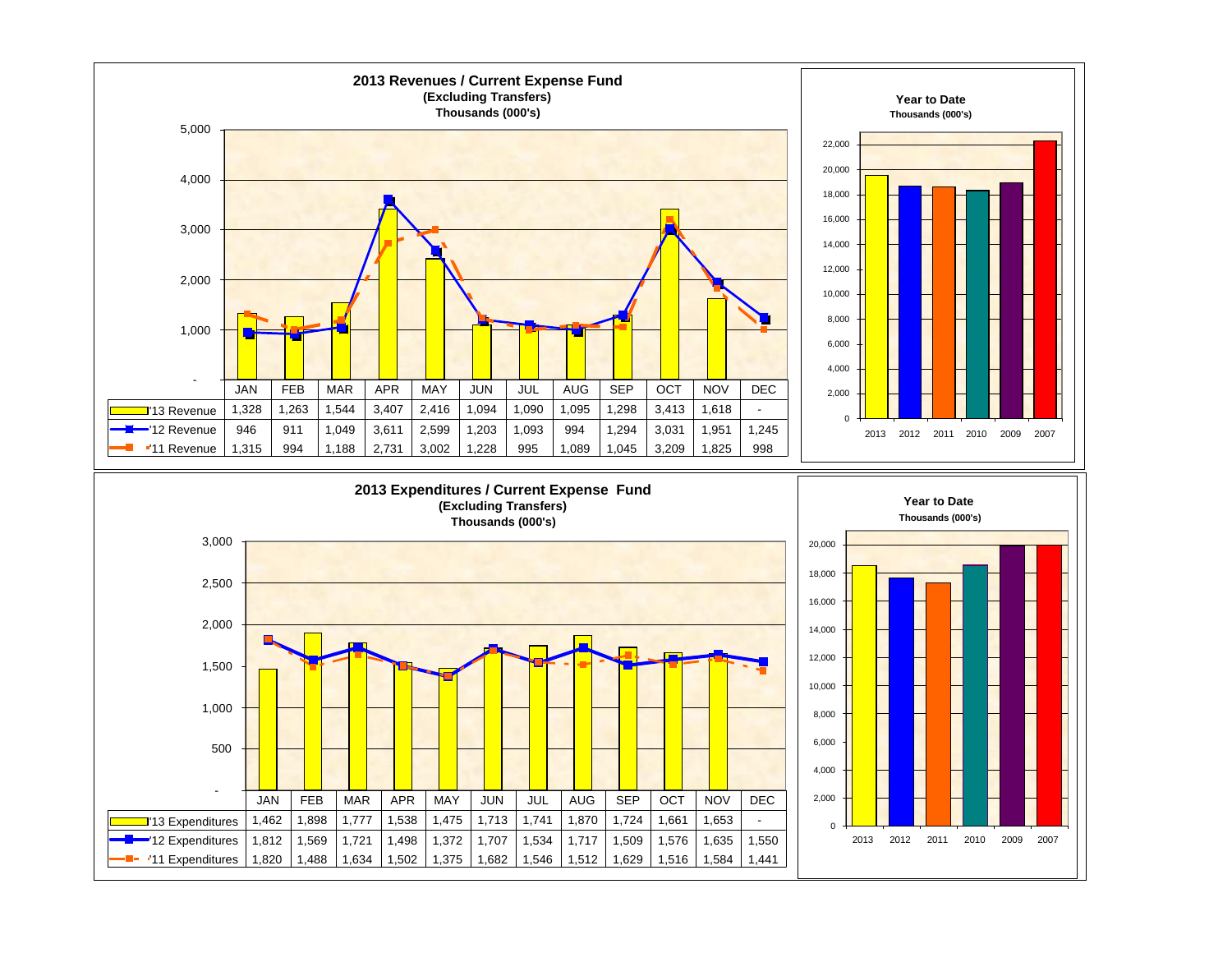## 2013 Revenues / Current Expense Fund

**(Excluding Transfers)**

**Thousands (000's)**

| | JAN | FEB | MAR | APR | MAY | JUN | JUL | AUG | SEP | OCT | NOV | DEC |
|---|---|---|---|---|---|---|---|---|---|---|---|---|
| '13 Revenue | 1,328 | 1,263 | 1,544 | 3,407 | 2,416 | 1,094 | 1,090 | 1,095 | 1,298 | 3,413 | 1,618 | - |
| '12 Revenue | 946 | 911 | 1,049 | 3,611 | 2,599 | 1,203 | 1,093 | 994 | 1,294 | 3,031 | 1,951 | 1,245 |
| '11 Revenue | 1,315 | 994 | 1,188 | 2,731 | 3,002 | 1,228 | 995 | 1,089 | 1,045 | 3,209 | 1,825 | 998 |

**Year to Date**

**Thousands (000's)**

## 2013 Expenditures / Current Expense Fund

**(Excluding Transfers)**

**Thousands (000's)**

| | JAN | FEB | MAR | APR | MAY | JUN | JUL | AUG | SEP | OCT | NOV | DEC |
|---|---|---|---|---|---|---|---|---|---|---|---|---|
| '13 Expenditures | 1,462 | 1,898 | 1,777 | 1,538 | 1,475 | 1,713 | 1,741 | 1,870 | 1,724 | 1,661 | 1,653 | - |
| '12 Expenditures | 1,812 | 1,569 | 1,721 | 1,498 | 1,372 | 1,707 | 1,534 | 1,717 | 1,509 | 1,576 | 1,635 | 1,550 |
| '11 Expenditures | 1,820 | 1,488 | 1,634 | 1,502 | 1,375 | 1,682 | 1,546 | 1,512 | 1,629 | 1,516 | 1,584 | 1,441 |

**Year to Date**

**Thousands (000's)**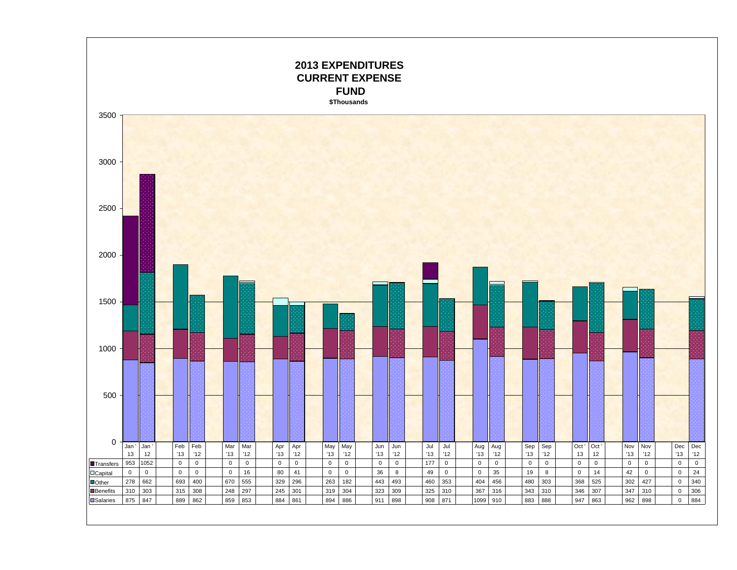# 2013 EXPENDITURES
## CURRENT EXPENSE FUND
**$Thousands**

| | Jan '13 | Jan '12 | Feb '13 | Feb '12 | Mar '13 | Mar '12 | Apr '13 | Apr '12 | May '13 | May '12 | Jun '13 | Jun '12 | Jul '13 | Jul '12 | Aug '13 | Aug '12 | Sep '13 | Sep '12 | Oct '13 | Oct '12 | Nov '13 | Nov '12 | Dec '13 | Dec '12 |
|---|---|---|---|---|---|---|---|---|---|---|---|---|---|---|---|---|---|---|---|---|---|---|---|---|
| Transfers | 953 | 1052 | 0 | 0 | 0 | 0 | 0 | 0 | 0 | 0 | 0 | 0 | 177 | 0 | 0 | 0 | 0 | 0 | 0 | 0 | 0 | 0 | 0 | 0 |
| Capital | 0 | 0 | 0 | 0 | 0 | 16 | 80 | 41 | 0 | 0 | 36 | 8 | 49 | 0 | 0 | 35 | 19 | 8 | 0 | 14 | 42 | 0 | 0 | 24 |
| Other | 278 | 662 | 693 | 400 | 670 | 555 | 329 | 296 | 263 | 182 | 443 | 493 | 460 | 353 | 404 | 456 | 480 | 303 | 368 | 525 | 302 | 427 | 0 | 340 |
| Benefits | 310 | 303 | 315 | 308 | 248 | 297 | 245 | 301 | 319 | 304 | 323 | 309 | 325 | 310 | 367 | 316 | 343 | 310 | 346 | 307 | 347 | 310 | 0 | 306 |
| Salaries | 875 | 847 | 889 | 862 | 859 | 853 | 884 | 861 | 894 | 886 | 911 | 898 | 908 | 871 | 1099 | 910 | 883 | 888 | 947 | 863 | 962 | 898 | 0 | 884 |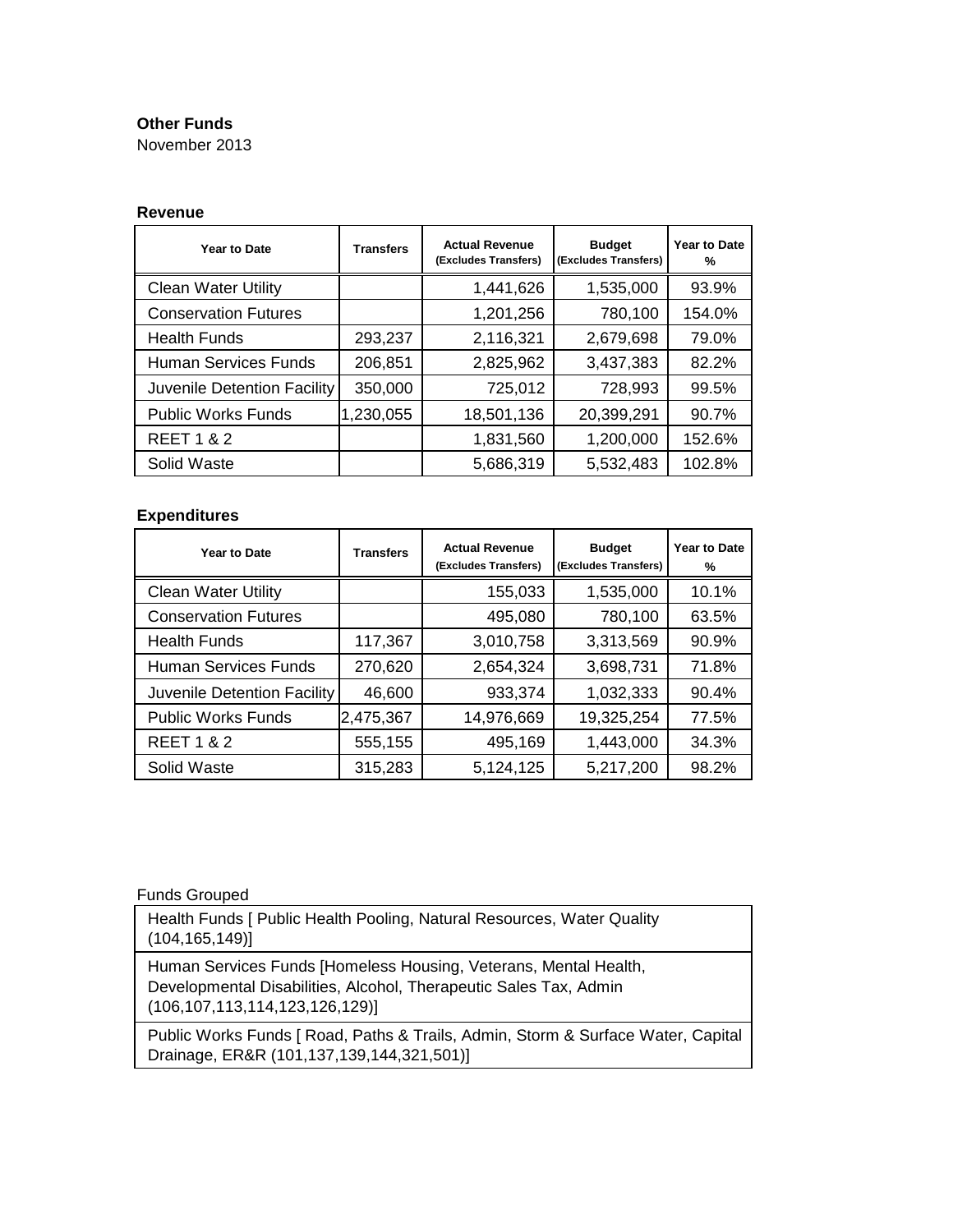**Other Funds**

November 2013

**Revenue**

| Year to Date | Transfers | Actual Revenue (Excludes Transfers) | Budget (Excludes Transfers) | Year to Date % |
|---|---|---|---|---|
| Clean Water Utility | | 1,441,626 | 1,535,000 | 93.9% |
| Conservation Futures | | 1,201,256 | 780,100 | 154.0% |
| Health Funds | 293,237 | 2,116,321 | 2,679,698 | 79.0% |
| Human Services Funds | 206,851 | 2,825,962 | 3,437,383 | 82.2% |
| Juvenile Detention Facility | 350,000 | 725,012 | 728,993 | 99.5% |
| Public Works Funds | 1,230,055 | 18,501,136 | 20,399,291 | 90.7% |
| REET 1 & 2 | | 1,831,560 | 1,200,000 | 152.6% |
| Solid Waste | | 5,686,319 | 5,532,483 | 102.8% |

**Expenditures**

| Year to Date | Transfers | Actual Revenue (Excludes Transfers) | Budget (Excludes Transfers) | Year to Date % |
|---|---|---|---|---|
| Clean Water Utility | | 155,033 | 1,535,000 | 10.1% |
| Conservation Futures | | 495,080 | 780,100 | 63.5% |
| Health Funds | 117,367 | 3,010,758 | 3,313,569 | 90.9% |
| Human Services Funds | 270,620 | 2,654,324 | 3,698,731 | 71.8% |
| Juvenile Detention Facility | 46,600 | 933,374 | 1,032,333 | 90.4% |
| Public Works Funds | 2,475,367 | 14,976,669 | 19,325,254 | 77.5% |
| REET 1 & 2 | 555,155 | 495,169 | 1,443,000 | 34.3% |
| Solid Waste | 315,283 | 5,124,125 | 5,217,200 | 98.2% |

Funds Grouped

| Funds Grouped |
|---|
| Health Funds [ Public Health Pooling, Natural Resources, Water Quality (104,165,149)] |
| Human Services Funds [Homeless Housing, Veterans, Mental Health, Developmental Disabilities, Alcohol, Therapeutic Sales Tax, Admin (106,107,113,114,123,126,129)] |
| Public Works Funds [ Road, Paths & Trails, Admin, Storm & Surface Water, Capital Drainage, ER&R (101,137,139,144,321,501)] |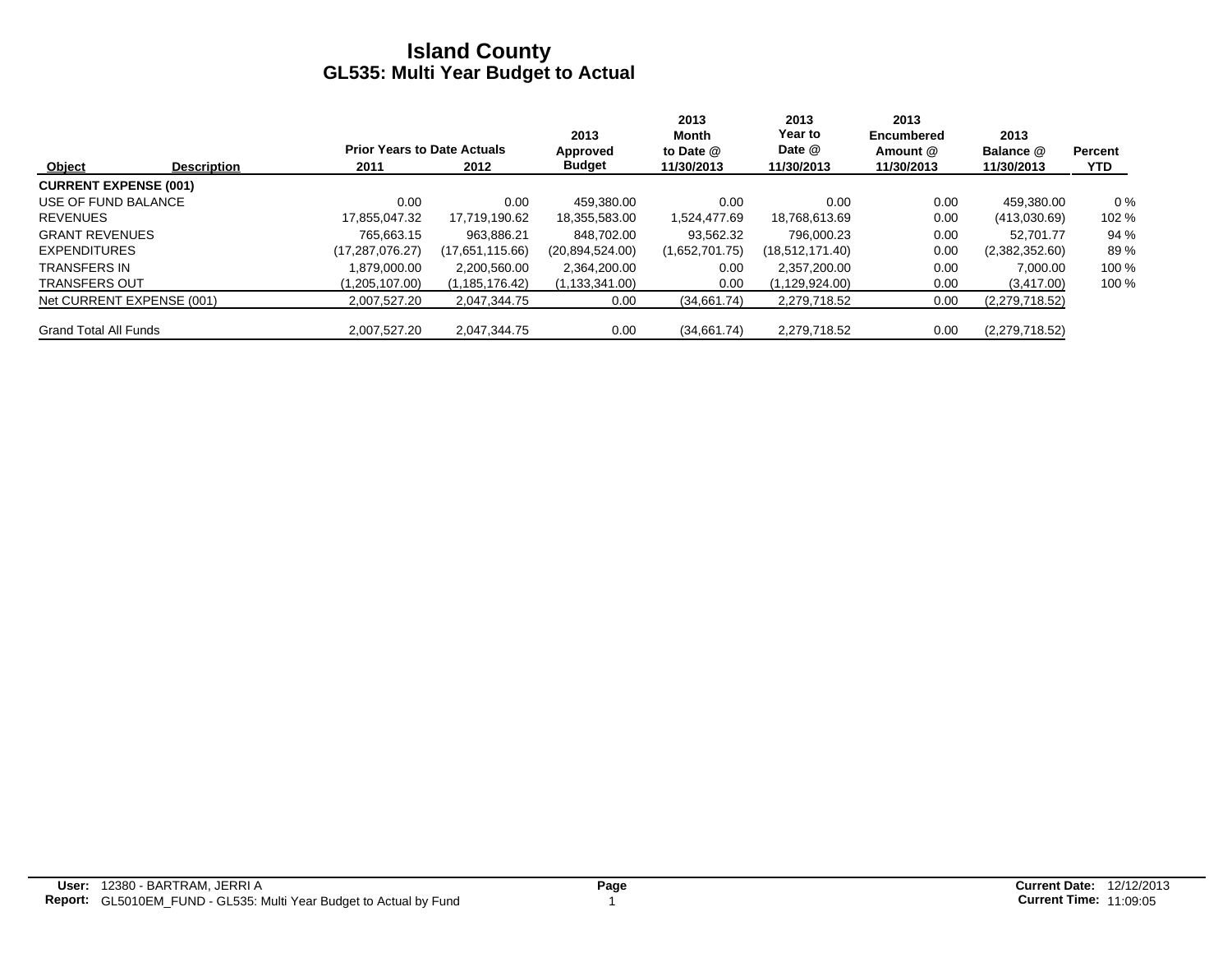# Island County
## GL535: Multi Year Budget to Actual

| Object | Description | Prior Years to Date Actuals 2011 | 2012 | 2013 Approved Budget | 2013 Month to Date @ 11/30/2013 | 2013 Year to Date @ 11/30/2013 | 2013 Encumbered Amount @ 11/30/2013 | 2013 Balance @ 11/30/2013 | Percent YTD |
|---|---|---|---|---|---|---|---|---|---|
| **CURRENT EXPENSE (001)** | | | | | | | | | |
| USE OF FUND BALANCE | | 0.00 | 0.00 | 459,380.00 | 0.00 | 0.00 | 0.00 | 459,380.00 | 0 % |
| REVENUES | | 17,855,047.32 | 17,719,190.62 | 18,355,583.00 | 1,524,477.69 | 18,768,613.69 | 0.00 | (413,030.69) | 102 % |
| GRANT REVENUES | | 765,663.15 | 963,886.21 | 848,702.00 | 93,562.32 | 796,000.23 | 0.00 | 52,701.77 | 94 % |
| EXPENDITURES | | (17,287,076.27) | (17,651,115.66) | (20,894,524.00) | (1,652,701.75) | (18,512,171.40) | 0.00 | (2,382,352.60) | 89 % |
| TRANSFERS IN | | 1,879,000.00 | 2,200,560.00 | 2,364,200.00 | 0.00 | 2,357,200.00 | 0.00 | 7,000.00 | 100 % |
| TRANSFERS OUT | | (1,205,107.00) | (1,185,176.42) | (1,133,341.00) | 0.00 | (1,129,924.00) | 0.00 | (3,417.00) | 100 % |
| Net CURRENT EXPENSE (001) | | 2,007,527.20 | 2,047,344.75 | 0.00 | (34,661.74) | 2,279,718.52 | 0.00 | (2,279,718.52) | |
| Grand Total All Funds | | 2,007,527.20 | 2,047,344.75 | 0.00 | (34,661.74) | 2,279,718.52 | 0.00 | (2,279,718.52) | |

**User:** 12380 - BARTRAM, JERRI A
**Report:** GL5010EM_FUND - GL535: Multi Year Budget to Actual by Fund

**Current Date:** 12/12/2013
**Current Time:** 11:09:05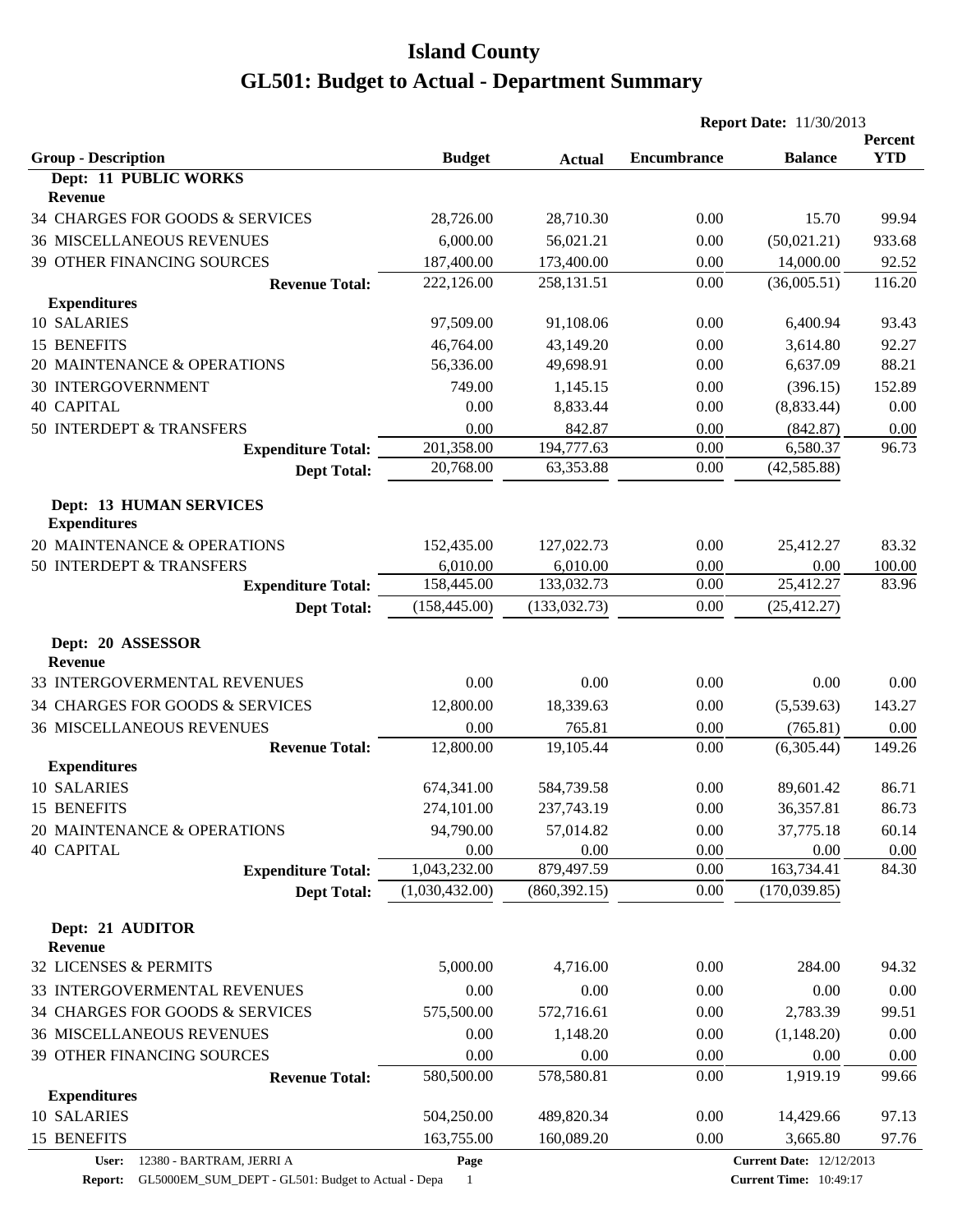# Island County

# GL501: Budget to Actual - Department Summary

**Report Date:** 11/30/2013

| Group - Description | Budget | Actual | Encumbrance | Balance | Percent YTD |
|---|---|---|---|---|---|
| **Dept: 11 PUBLIC WORKS** | | | | | |
| **Revenue** | | | | | |
| 34 CHARGES FOR GOODS & SERVICES | 28,726.00 | 28,710.30 | 0.00 | 15.70 | 99.94 |
| 36 MISCELLANEOUS REVENUES | 6,000.00 | 56,021.21 | 0.00 | (50,021.21) | 933.68 |
| 39 OTHER FINANCING SOURCES | 187,400.00 | 173,400.00 | 0.00 | 14,000.00 | 92.52 |
| **Revenue Total:** | 222,126.00 | 258,131.51 | 0.00 | (36,005.51) | 116.20 |
| **Expenditures** | | | | | |
| 10 SALARIES | 97,509.00 | 91,108.06 | 0.00 | 6,400.94 | 93.43 |
| 15 BENEFITS | 46,764.00 | 43,149.20 | 0.00 | 3,614.80 | 92.27 |
| 20 MAINTENANCE & OPERATIONS | 56,336.00 | 49,698.91 | 0.00 | 6,637.09 | 88.21 |
| 30 INTERGOVERNMENT | 749.00 | 1,145.15 | 0.00 | (396.15) | 152.89 |
| 40 CAPITAL | 0.00 | 8,833.44 | 0.00 | (8,833.44) | 0.00 |
| 50 INTERDEPT & TRANSFERS | 0.00 | 842.87 | 0.00 | (842.87) | 0.00 |
| **Expenditure Total:** | 201,358.00 | 194,777.63 | 0.00 | 6,580.37 | 96.73 |
| **Dept Total:** | 20,768.00 | 63,353.88 | 0.00 | (42,585.88) | |
| **Dept: 13 HUMAN SERVICES** | | | | | |
| **Expenditures** | | | | | |
| 20 MAINTENANCE & OPERATIONS | 152,435.00 | 127,022.73 | 0.00 | 25,412.27 | 83.32 |
| 50 INTERDEPT & TRANSFERS | 6,010.00 | 6,010.00 | 0.00 | 0.00 | 100.00 |
| **Expenditure Total:** | 158,445.00 | 133,032.73 | 0.00 | 25,412.27 | 83.96 |
| **Dept Total:** | (158,445.00) | (133,032.73) | 0.00 | (25,412.27) | |
| **Dept: 20 ASSESSOR** | | | | | |
| **Revenue** | | | | | |
| 33 INTERGOVERMENTAL REVENUES | 0.00 | 0.00 | 0.00 | 0.00 | 0.00 |
| 34 CHARGES FOR GOODS & SERVICES | 12,800.00 | 18,339.63 | 0.00 | (5,539.63) | 143.27 |
| 36 MISCELLANEOUS REVENUES | 0.00 | 765.81 | 0.00 | (765.81) | 0.00 |
| **Revenue Total:** | 12,800.00 | 19,105.44 | 0.00 | (6,305.44) | 149.26 |
| **Expenditures** | | | | | |
| 10 SALARIES | 674,341.00 | 584,739.58 | 0.00 | 89,601.42 | 86.71 |
| 15 BENEFITS | 274,101.00 | 237,743.19 | 0.00 | 36,357.81 | 86.73 |
| 20 MAINTENANCE & OPERATIONS | 94,790.00 | 57,014.82 | 0.00 | 37,775.18 | 60.14 |
| 40 CAPITAL | 0.00 | 0.00 | 0.00 | 0.00 | 0.00 |
| **Expenditure Total:** | 1,043,232.00 | 879,497.59 | 0.00 | 163,734.41 | 84.30 |
| **Dept Total:** | (1,030,432.00) | (860,392.15) | 0.00 | (170,039.85) | |
| **Dept: 21 AUDITOR** | | | | | |
| **Revenue** | | | | | |
| 32 LICENSES & PERMITS | 5,000.00 | 4,716.00 | 0.00 | 284.00 | 94.32 |
| 33 INTERGOVERMENTAL REVENUES | 0.00 | 0.00 | 0.00 | 0.00 | 0.00 |
| 34 CHARGES FOR GOODS & SERVICES | 575,500.00 | 572,716.61 | 0.00 | 2,783.39 | 99.51 |
| 36 MISCELLANEOUS REVENUES | 0.00 | 1,148.20 | 0.00 | (1,148.20) | 0.00 |
| 39 OTHER FINANCING SOURCES | 0.00 | 0.00 | 0.00 | 0.00 | 0.00 |
| **Revenue Total:** | 580,500.00 | 578,580.81 | 0.00 | 1,919.19 | 99.66 |
| **Expenditures** | | | | | |
| 10 SALARIES | 504,250.00 | 489,820.34 | 0.00 | 14,429.66 | 97.13 |
| 15 BENEFITS | 163,755.00 | 160,089.20 | 0.00 | 3,665.80 | 97.76 |

**User:** 12380 - BARTRAM, JERRI A
**Report:** GL5000EM_SUM_DEPT - GL501: Budget to Actual - Depa
**Current Date:** 12/12/2013
**Current Time:** 10:49:17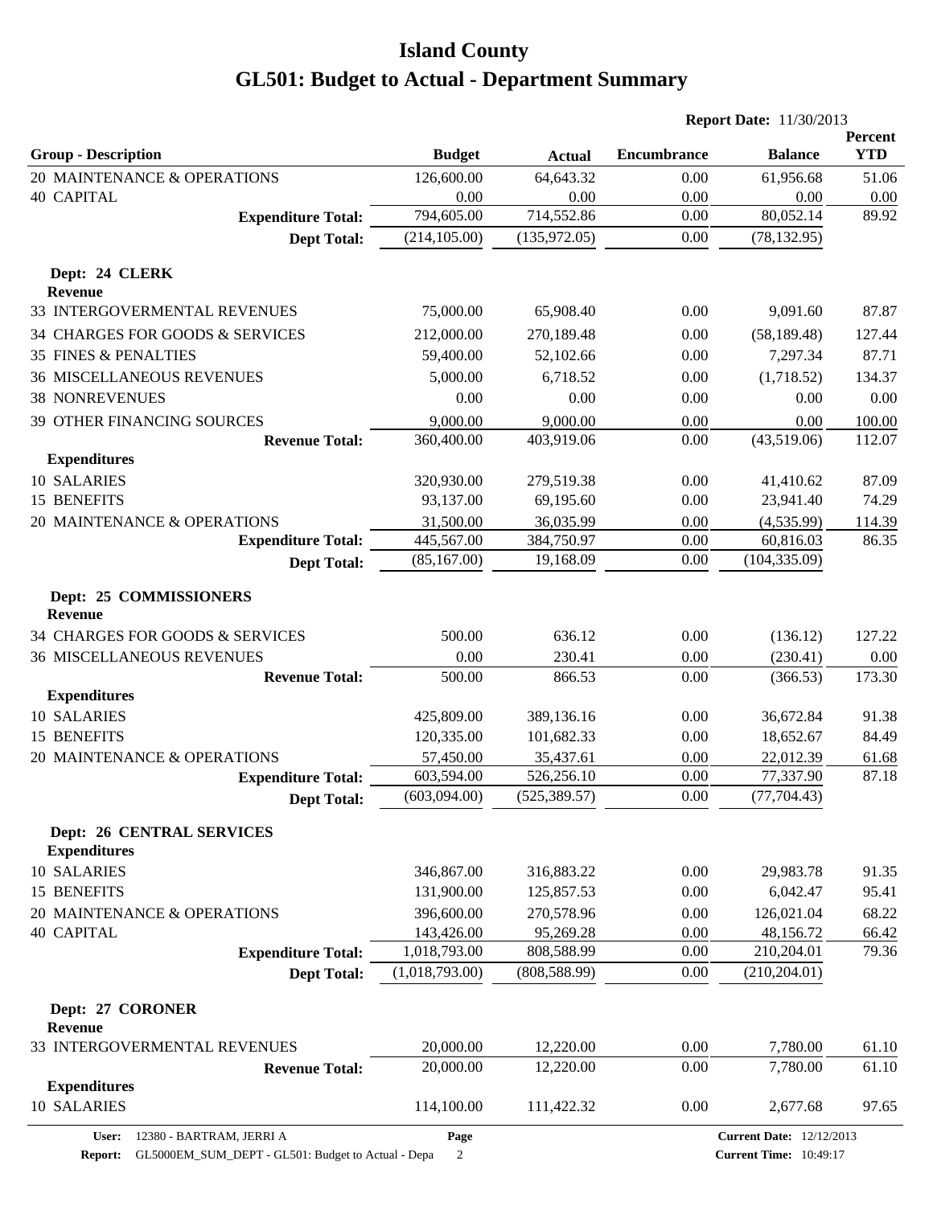# Island County

# GL501: Budget to Actual - Department Summary

**Report Date:** 11/30/2013

| Group - Description | Budget | Actual | Encumbrance | Balance | Percent YTD |
|---|---|---|---|---|---|
| 20 MAINTENANCE & OPERATIONS | 126,600.00 | 64,643.32 | 0.00 | 61,956.68 | 51.06 |
| 40 CAPITAL | 0.00 | 0.00 | 0.00 | 0.00 | 0.00 |
| **Expenditure Total:** | 794,605.00 | 714,552.86 | 0.00 | 80,052.14 | 89.92 |
| **Dept Total:** | (214,105.00) | (135,972.05) | 0.00 | (78,132.95) | |
| **Dept: 24 CLERK** | | | | | |
| **Revenue** | | | | | |
| 33 INTERGOVERMENTAL REVENUES | 75,000.00 | 65,908.40 | 0.00 | 9,091.60 | 87.87 |
| 34 CHARGES FOR GOODS & SERVICES | 212,000.00 | 270,189.48 | 0.00 | (58,189.48) | 127.44 |
| 35 FINES & PENALTIES | 59,400.00 | 52,102.66 | 0.00 | 7,297.34 | 87.71 |
| 36 MISCELLANEOUS REVENUES | 5,000.00 | 6,718.52 | 0.00 | (1,718.52) | 134.37 |
| 38 NONREVENUES | 0.00 | 0.00 | 0.00 | 0.00 | 0.00 |
| 39 OTHER FINANCING SOURCES | 9,000.00 | 9,000.00 | 0.00 | 0.00 | 100.00 |
| **Revenue Total:** | 360,400.00 | 403,919.06 | 0.00 | (43,519.06) | 112.07 |
| **Expenditures** | | | | | |
| 10 SALARIES | 320,930.00 | 279,519.38 | 0.00 | 41,410.62 | 87.09 |
| 15 BENEFITS | 93,137.00 | 69,195.60 | 0.00 | 23,941.40 | 74.29 |
| 20 MAINTENANCE & OPERATIONS | 31,500.00 | 36,035.99 | 0.00 | (4,535.99) | 114.39 |
| **Expenditure Total:** | 445,567.00 | 384,750.97 | 0.00 | 60,816.03 | 86.35 |
| **Dept Total:** | (85,167.00) | 19,168.09 | 0.00 | (104,335.09) | |
| **Dept: 25 COMMISSIONERS** | | | | | |
| **Revenue** | | | | | |
| 34 CHARGES FOR GOODS & SERVICES | 500.00 | 636.12 | 0.00 | (136.12) | 127.22 |
| 36 MISCELLANEOUS REVENUES | 0.00 | 230.41 | 0.00 | (230.41) | 0.00 |
| **Revenue Total:** | 500.00 | 866.53 | 0.00 | (366.53) | 173.30 |
| **Expenditures** | | | | | |
| 10 SALARIES | 425,809.00 | 389,136.16 | 0.00 | 36,672.84 | 91.38 |
| 15 BENEFITS | 120,335.00 | 101,682.33 | 0.00 | 18,652.67 | 84.49 |
| 20 MAINTENANCE & OPERATIONS | 57,450.00 | 35,437.61 | 0.00 | 22,012.39 | 61.68 |
| **Expenditure Total:** | 603,594.00 | 526,256.10 | 0.00 | 77,337.90 | 87.18 |
| **Dept Total:** | (603,094.00) | (525,389.57) | 0.00 | (77,704.43) | |
| **Dept: 26 CENTRAL SERVICES** | | | | | |
| **Expenditures** | | | | | |
| 10 SALARIES | 346,867.00 | 316,883.22 | 0.00 | 29,983.78 | 91.35 |
| 15 BENEFITS | 131,900.00 | 125,857.53 | 0.00 | 6,042.47 | 95.41 |
| 20 MAINTENANCE & OPERATIONS | 396,600.00 | 270,578.96 | 0.00 | 126,021.04 | 68.22 |
| 40 CAPITAL | 143,426.00 | 95,269.28 | 0.00 | 48,156.72 | 66.42 |
| **Expenditure Total:** | 1,018,793.00 | 808,588.99 | 0.00 | 210,204.01 | 79.36 |
| **Dept Total:** | (1,018,793.00) | (808,588.99) | 0.00 | (210,204.01) | |
| **Dept: 27 CORONER** | | | | | |
| **Revenue** | | | | | |
| 33 INTERGOVERMENTAL REVENUES | 20,000.00 | 12,220.00 | 0.00 | 7,780.00 | 61.10 |
| **Revenue Total:** | 20,000.00 | 12,220.00 | 0.00 | 7,780.00 | 61.10 |
| **Expenditures** | | | | | |
| 10 SALARIES | 114,100.00 | 111,422.32 | 0.00 | 2,677.68 | 97.65 |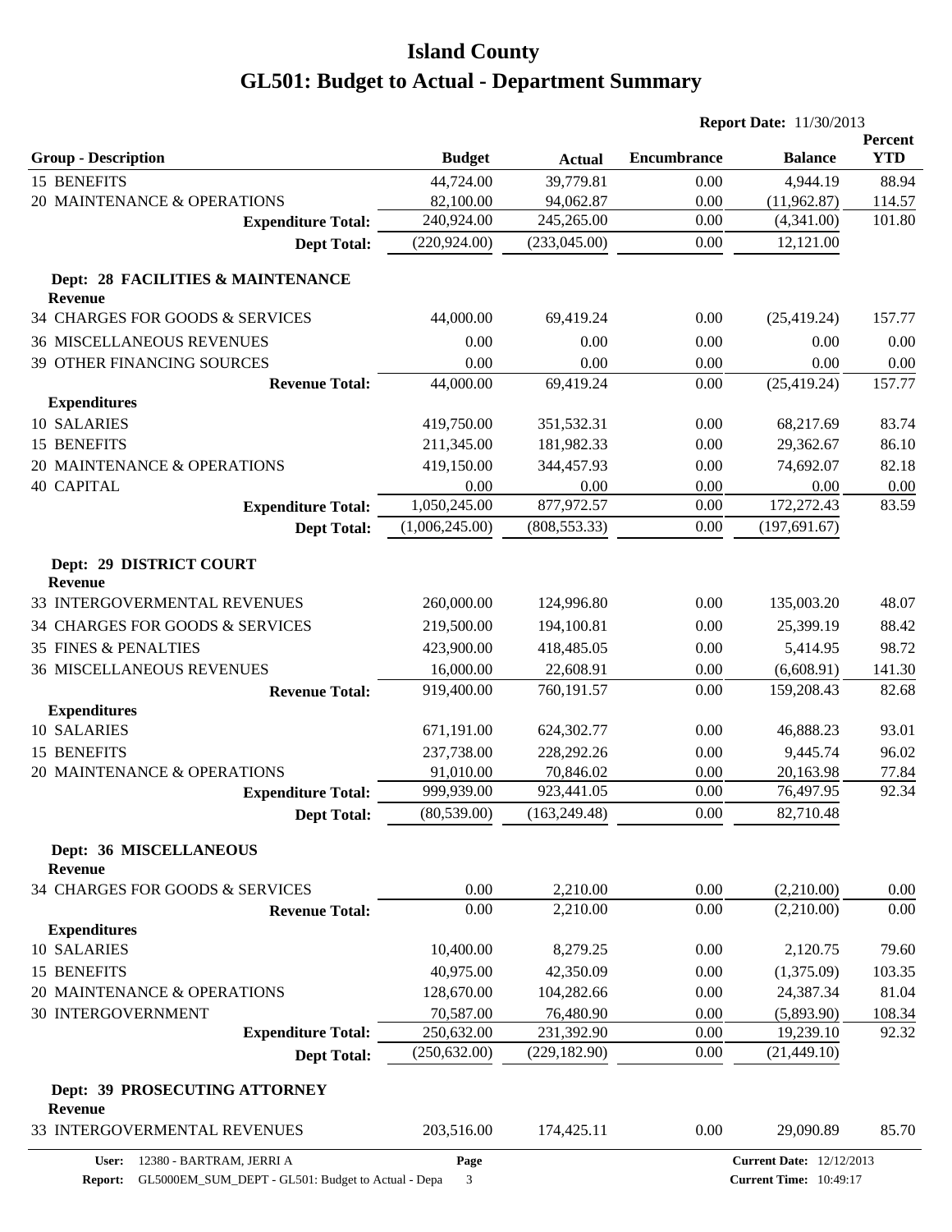# Island County

## GL501: Budget to Actual - Department Summary

**Report Date:** 11/30/2013

| Group - Description | Budget | Actual | Encumbrance | Balance | Percent YTD |
|---|---|---|---|---|---|
| 15 BENEFITS | 44,724.00 | 39,779.81 | 0.00 | 4,944.19 | 88.94 |
| 20 MAINTENANCE & OPERATIONS | 82,100.00 | 94,062.87 | 0.00 | (11,962.87) | 114.57 |
| **Expenditure Total:** | 240,924.00 | 245,265.00 | 0.00 | (4,341.00) | 101.80 |
| **Dept Total:** | (220,924.00) | (233,045.00) | 0.00 | 12,121.00 | |
| **Dept: 28 FACILITIES & MAINTENANCE** | | | | | |
| **Revenue** | | | | | |
| 34 CHARGES FOR GOODS & SERVICES | 44,000.00 | 69,419.24 | 0.00 | (25,419.24) | 157.77 |
| 36 MISCELLANEOUS REVENUES | 0.00 | 0.00 | 0.00 | 0.00 | 0.00 |
| 39 OTHER FINANCING SOURCES | 0.00 | 0.00 | 0.00 | 0.00 | 0.00 |
| **Revenue Total:** | 44,000.00 | 69,419.24 | 0.00 | (25,419.24) | 157.77 |
| **Expenditures** | | | | | |
| 10 SALARIES | 419,750.00 | 351,532.31 | 0.00 | 68,217.69 | 83.74 |
| 15 BENEFITS | 211,345.00 | 181,982.33 | 0.00 | 29,362.67 | 86.10 |
| 20 MAINTENANCE & OPERATIONS | 419,150.00 | 344,457.93 | 0.00 | 74,692.07 | 82.18 |
| 40 CAPITAL | 0.00 | 0.00 | 0.00 | 0.00 | 0.00 |
| **Expenditure Total:** | 1,050,245.00 | 877,972.57 | 0.00 | 172,272.43 | 83.59 |
| **Dept Total:** | (1,006,245.00) | (808,553.33) | 0.00 | (197,691.67) | |
| **Dept: 29 DISTRICT COURT** | | | | | |
| **Revenue** | | | | | |
| 33 INTERGOVERMENTAL REVENUES | 260,000.00 | 124,996.80 | 0.00 | 135,003.20 | 48.07 |
| 34 CHARGES FOR GOODS & SERVICES | 219,500.00 | 194,100.81 | 0.00 | 25,399.19 | 88.42 |
| 35 FINES & PENALTIES | 423,900.00 | 418,485.05 | 0.00 | 5,414.95 | 98.72 |
| 36 MISCELLANEOUS REVENUES | 16,000.00 | 22,608.91 | 0.00 | (6,608.91) | 141.30 |
| **Revenue Total:** | 919,400.00 | 760,191.57 | 0.00 | 159,208.43 | 82.68 |
| **Expenditures** | | | | | |
| 10 SALARIES | 671,191.00 | 624,302.77 | 0.00 | 46,888.23 | 93.01 |
| 15 BENEFITS | 237,738.00 | 228,292.26 | 0.00 | 9,445.74 | 96.02 |
| 20 MAINTENANCE & OPERATIONS | 91,010.00 | 70,846.02 | 0.00 | 20,163.98 | 77.84 |
| **Expenditure Total:** | 999,939.00 | 923,441.05 | 0.00 | 76,497.95 | 92.34 |
| **Dept Total:** | (80,539.00) | (163,249.48) | 0.00 | 82,710.48 | |
| **Dept: 36 MISCELLANEOUS** | | | | | |
| **Revenue** | | | | | |
| 34 CHARGES FOR GOODS & SERVICES | 0.00 | 2,210.00 | 0.00 | (2,210.00) | 0.00 |
| **Revenue Total:** | 0.00 | 2,210.00 | 0.00 | (2,210.00) | 0.00 |
| **Expenditures** | | | | | |
| 10 SALARIES | 10,400.00 | 8,279.25 | 0.00 | 2,120.75 | 79.60 |
| 15 BENEFITS | 40,975.00 | 42,350.09 | 0.00 | (1,375.09) | 103.35 |
| 20 MAINTENANCE & OPERATIONS | 128,670.00 | 104,282.66 | 0.00 | 24,387.34 | 81.04 |
| 30 INTERGOVERNMENT | 70,587.00 | 76,480.90 | 0.00 | (5,893.90) | 108.34 |
| **Expenditure Total:** | 250,632.00 | 231,392.90 | 0.00 | 19,239.10 | 92.32 |
| **Dept Total:** | (250,632.00) | (229,182.90) | 0.00 | (21,449.10) | |
| **Dept: 39 PROSECUTING ATTORNEY** | | | | | |
| **Revenue** | | | | | |
| 33 INTERGOVERMENTAL REVENUES | 203,516.00 | 174,425.11 | 0.00 | 29,090.89 | 85.70 |

**User:** 12380 - BARTRAM, JERRI A
**Report:** GL5000EM_SUM_DEPT - GL501: Budget to Actual - Depa
**Current Date:** 12/12/2013
**Current Time:** 10:49:17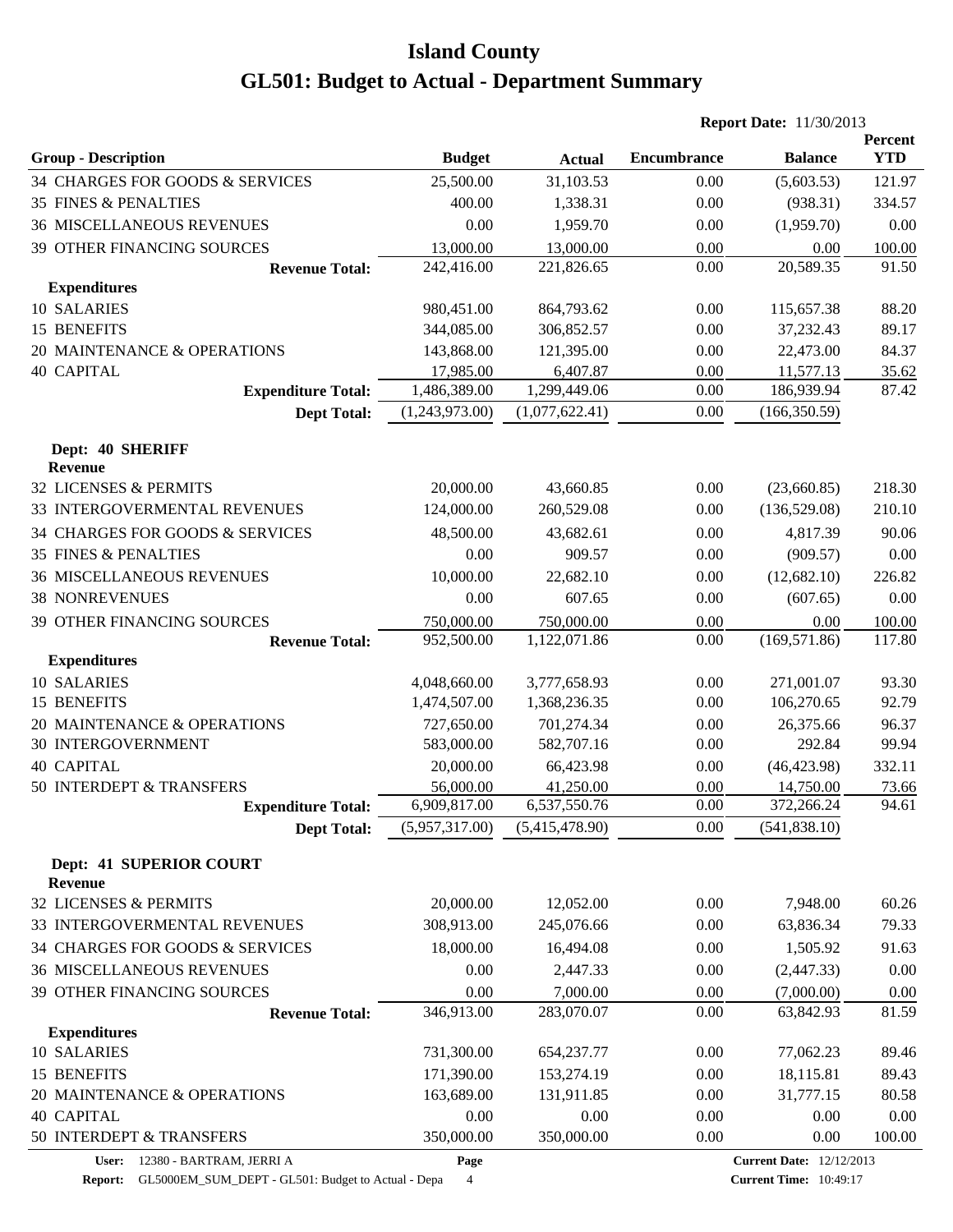# Island County

# GL501: Budget to Actual - Department Summary

**Report Date:** 11/30/2013

| Group - Description | Budget | Actual | Encumbrance | Balance | Percent YTD |
|---|---|---|---|---|---|
| 34 CHARGES FOR GOODS & SERVICES | 25,500.00 | 31,103.53 | 0.00 | (5,603.53) | 121.97 |
| 35 FINES & PENALTIES | 400.00 | 1,338.31 | 0.00 | (938.31) | 334.57 |
| 36 MISCELLANEOUS REVENUES | 0.00 | 1,959.70 | 0.00 | (1,959.70) | 0.00 |
| 39 OTHER FINANCING SOURCES | 13,000.00 | 13,000.00 | 0.00 | 0.00 | 100.00 |
| **Revenue Total:** | 242,416.00 | 221,826.65 | 0.00 | 20,589.35 | 91.50 |
| **Expenditures** | | | | | |
| 10 SALARIES | 980,451.00 | 864,793.62 | 0.00 | 115,657.38 | 88.20 |
| 15 BENEFITS | 344,085.00 | 306,852.57 | 0.00 | 37,232.43 | 89.17 |
| 20 MAINTENANCE & OPERATIONS | 143,868.00 | 121,395.00 | 0.00 | 22,473.00 | 84.37 |
| 40 CAPITAL | 17,985.00 | 6,407.87 | 0.00 | 11,577.13 | 35.62 |
| **Expenditure Total:** | 1,486,389.00 | 1,299,449.06 | 0.00 | 186,939.94 | 87.42 |
| **Dept Total:** | (1,243,973.00) | (1,077,622.41) | 0.00 | (166,350.59) | |

## Dept: 40 SHERIFF

| Group - Description | Budget | Actual | Encumbrance | Balance | Percent YTD |
|---|---|---|---|---|---|
| **Revenue** | | | | | |
| 32 LICENSES & PERMITS | 20,000.00 | 43,660.85 | 0.00 | (23,660.85) | 218.30 |
| 33 INTERGOVERMENTAL REVENUES | 124,000.00 | 260,529.08 | 0.00 | (136,529.08) | 210.10 |
| 34 CHARGES FOR GOODS & SERVICES | 48,500.00 | 43,682.61 | 0.00 | 4,817.39 | 90.06 |
| 35 FINES & PENALTIES | 0.00 | 909.57 | 0.00 | (909.57) | 0.00 |
| 36 MISCELLANEOUS REVENUES | 10,000.00 | 22,682.10 | 0.00 | (12,682.10) | 226.82 |
| 38 NONREVENUES | 0.00 | 607.65 | 0.00 | (607.65) | 0.00 |
| 39 OTHER FINANCING SOURCES | 750,000.00 | 750,000.00 | 0.00 | 0.00 | 100.00 |
| **Revenue Total:** | 952,500.00 | 1,122,071.86 | 0.00 | (169,571.86) | 117.80 |
| **Expenditures** | | | | | |
| 10 SALARIES | 4,048,660.00 | 3,777,658.93 | 0.00 | 271,001.07 | 93.30 |
| 15 BENEFITS | 1,474,507.00 | 1,368,236.35 | 0.00 | 106,270.65 | 92.79 |
| 20 MAINTENANCE & OPERATIONS | 727,650.00 | 701,274.34 | 0.00 | 26,375.66 | 96.37 |
| 30 INTERGOVERNMENT | 583,000.00 | 582,707.16 | 0.00 | 292.84 | 99.94 |
| 40 CAPITAL | 20,000.00 | 66,423.98 | 0.00 | (46,423.98) | 332.11 |
| 50 INTERDEPT & TRANSFERS | 56,000.00 | 41,250.00 | 0.00 | 14,750.00 | 73.66 |
| **Expenditure Total:** | 6,909,817.00 | 6,537,550.76 | 0.00 | 372,266.24 | 94.61 |
| **Dept Total:** | (5,957,317.00) | (5,415,478.90) | 0.00 | (541,838.10) | |

## Dept: 41 SUPERIOR COURT

| Group - Description | Budget | Actual | Encumbrance | Balance | Percent YTD |
|---|---|---|---|---|---|
| **Revenue** | | | | | |
| 32 LICENSES & PERMITS | 20,000.00 | 12,052.00 | 0.00 | 7,948.00 | 60.26 |
| 33 INTERGOVERMENTAL REVENUES | 308,913.00 | 245,076.66 | 0.00 | 63,836.34 | 79.33 |
| 34 CHARGES FOR GOODS & SERVICES | 18,000.00 | 16,494.08 | 0.00 | 1,505.92 | 91.63 |
| 36 MISCELLANEOUS REVENUES | 0.00 | 2,447.33 | 0.00 | (2,447.33) | 0.00 |
| 39 OTHER FINANCING SOURCES | 0.00 | 7,000.00 | 0.00 | (7,000.00) | 0.00 |
| **Revenue Total:** | 346,913.00 | 283,070.07 | 0.00 | 63,842.93 | 81.59 |
| **Expenditures** | | | | | |
| 10 SALARIES | 731,300.00 | 654,237.77 | 0.00 | 77,062.23 | 89.46 |
| 15 BENEFITS | 171,390.00 | 153,274.19 | 0.00 | 18,115.81 | 89.43 |
| 20 MAINTENANCE & OPERATIONS | 163,689.00 | 131,911.85 | 0.00 | 31,777.15 | 80.58 |
| 40 CAPITAL | 0.00 | 0.00 | 0.00 | 0.00 | 0.00 |
| 50 INTERDEPT & TRANSFERS | 350,000.00 | 350,000.00 | 0.00 | 0.00 | 100.00 |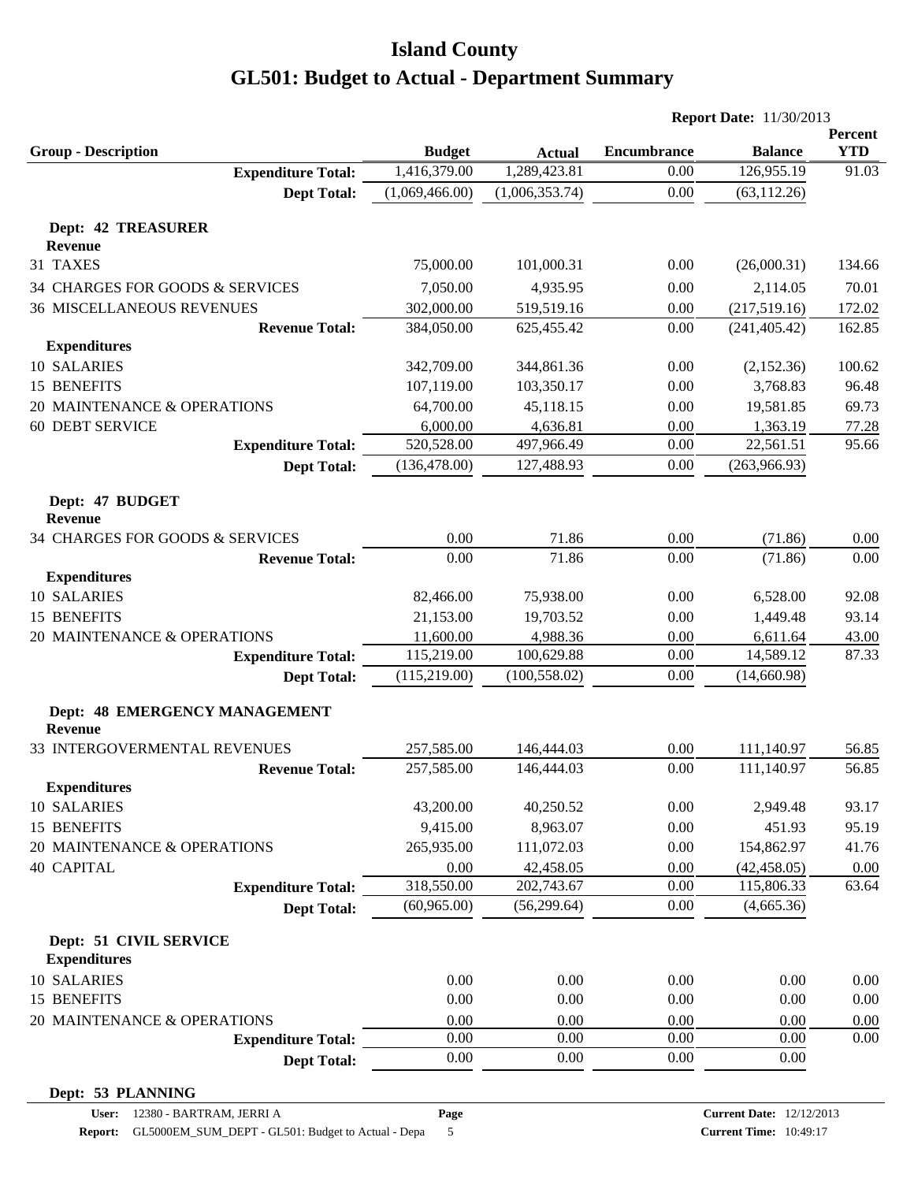# Island County

# GL501: Budget to Actual - Department Summary

**Report Date:** 11/30/2013

| Group - Description | Budget | Actual | Encumbrance | Balance | Percent YTD |
|---|---|---|---|---|---|
| **Expenditure Total:** | 1,416,379.00 | 1,289,423.81 | 0.00 | 126,955.19 | 91.03 |
| **Dept Total:** | (1,069,466.00) | (1,006,353.74) | 0.00 | (63,112.26) | |
| **Dept: 42 TREASURER** | | | | | |
| **Revenue** | | | | | |
| 31 TAXES | 75,000.00 | 101,000.31 | 0.00 | (26,000.31) | 134.66 |
| 34 CHARGES FOR GOODS & SERVICES | 7,050.00 | 4,935.95 | 0.00 | 2,114.05 | 70.01 |
| 36 MISCELLANEOUS REVENUES | 302,000.00 | 519,519.16 | 0.00 | (217,519.16) | 172.02 |
| **Revenue Total:** | 384,050.00 | 625,455.42 | 0.00 | (241,405.42) | 162.85 |
| **Expenditures** | | | | | |
| 10 SALARIES | 342,709.00 | 344,861.36 | 0.00 | (2,152.36) | 100.62 |
| 15 BENEFITS | 107,119.00 | 103,350.17 | 0.00 | 3,768.83 | 96.48 |
| 20 MAINTENANCE & OPERATIONS | 64,700.00 | 45,118.15 | 0.00 | 19,581.85 | 69.73 |
| 60 DEBT SERVICE | 6,000.00 | 4,636.81 | 0.00 | 1,363.19 | 77.28 |
| **Expenditure Total:** | 520,528.00 | 497,966.49 | 0.00 | 22,561.51 | 95.66 |
| **Dept Total:** | (136,478.00) | 127,488.93 | 0.00 | (263,966.93) | |
| **Dept: 47 BUDGET** | | | | | |
| **Revenue** | | | | | |
| 34 CHARGES FOR GOODS & SERVICES | 0.00 | 71.86 | 0.00 | (71.86) | 0.00 |
| **Revenue Total:** | 0.00 | 71.86 | 0.00 | (71.86) | 0.00 |
| **Expenditures** | | | | | |
| 10 SALARIES | 82,466.00 | 75,938.00 | 0.00 | 6,528.00 | 92.08 |
| 15 BENEFITS | 21,153.00 | 19,703.52 | 0.00 | 1,449.48 | 93.14 |
| 20 MAINTENANCE & OPERATIONS | 11,600.00 | 4,988.36 | 0.00 | 6,611.64 | 43.00 |
| **Expenditure Total:** | 115,219.00 | 100,629.88 | 0.00 | 14,589.12 | 87.33 |
| **Dept Total:** | (115,219.00) | (100,558.02) | 0.00 | (14,660.98) | |
| **Dept: 48 EMERGENCY MANAGEMENT** | | | | | |
| **Revenue** | | | | | |
| 33 INTERGOVERMENTAL REVENUES | 257,585.00 | 146,444.03 | 0.00 | 111,140.97 | 56.85 |
| **Revenue Total:** | 257,585.00 | 146,444.03 | 0.00 | 111,140.97 | 56.85 |
| **Expenditures** | | | | | |
| 10 SALARIES | 43,200.00 | 40,250.52 | 0.00 | 2,949.48 | 93.17 |
| 15 BENEFITS | 9,415.00 | 8,963.07 | 0.00 | 451.93 | 95.19 |
| 20 MAINTENANCE & OPERATIONS | 265,935.00 | 111,072.03 | 0.00 | 154,862.97 | 41.76 |
| 40 CAPITAL | 0.00 | 42,458.05 | 0.00 | (42,458.05) | 0.00 |
| **Expenditure Total:** | 318,550.00 | 202,743.67 | 0.00 | 115,806.33 | 63.64 |
| **Dept Total:** | (60,965.00) | (56,299.64) | 0.00 | (4,665.36) | |
| **Dept: 51 CIVIL SERVICE** | | | | | |
| **Expenditures** | | | | | |
| 10 SALARIES | 0.00 | 0.00 | 0.00 | 0.00 | 0.00 |
| 15 BENEFITS | 0.00 | 0.00 | 0.00 | 0.00 | 0.00 |
| 20 MAINTENANCE & OPERATIONS | 0.00 | 0.00 | 0.00 | 0.00 | 0.00 |
| **Expenditure Total:** | 0.00 | 0.00 | 0.00 | 0.00 | 0.00 |
| **Dept Total:** | 0.00 | 0.00 | 0.00 | 0.00 | |
| **Dept: 53 PLANNING** | | | | | |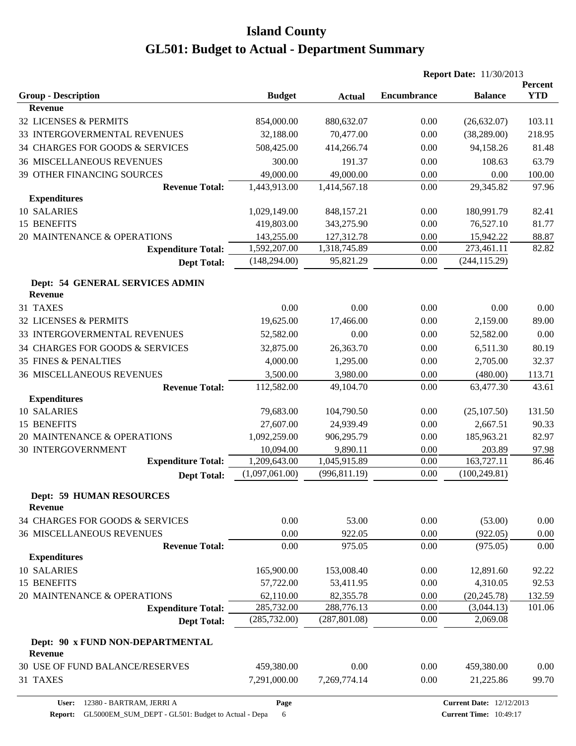# Island County

# GL501: Budget to Actual - Department Summary

**Report Date:** 11/30/2013

| Group - Description | Budget | Actual | Encumbrance | Balance | Percent YTD |
|---|---|---|---|---|---|
| **Revenue** | | | | | |
| 32 LICENSES & PERMITS | 854,000.00 | 880,632.07 | 0.00 | (26,632.07) | 103.11 |
| 33 INTERGOVERMENTAL REVENUES | 32,188.00 | 70,477.00 | 0.00 | (38,289.00) | 218.95 |
| 34 CHARGES FOR GOODS & SERVICES | 508,425.00 | 414,266.74 | 0.00 | 94,158.26 | 81.48 |
| 36 MISCELLANEOUS REVENUES | 300.00 | 191.37 | 0.00 | 108.63 | 63.79 |
| 39 OTHER FINANCING SOURCES | 49,000.00 | 49,000.00 | 0.00 | 0.00 | 100.00 |
| **Revenue Total:** | 1,443,913.00 | 1,414,567.18 | 0.00 | 29,345.82 | 97.96 |
| **Expenditures** | | | | | |
| 10 SALARIES | 1,029,149.00 | 848,157.21 | 0.00 | 180,991.79 | 82.41 |
| 15 BENEFITS | 419,803.00 | 343,275.90 | 0.00 | 76,527.10 | 81.77 |
| 20 MAINTENANCE & OPERATIONS | 143,255.00 | 127,312.78 | 0.00 | 15,942.22 | 88.87 |
| **Expenditure Total:** | 1,592,207.00 | 1,318,745.89 | 0.00 | 273,461.11 | 82.82 |
| **Dept Total:** | (148,294.00) | 95,821.29 | 0.00 | (244,115.29) | |

## Dept: 54 GENERAL SERVICES ADMIN

| Group - Description | Budget | Actual | Encumbrance | Balance | Percent YTD |
|---|---|---|---|---|---|
| **Revenue** | | | | | |
| 31 TAXES | 0.00 | 0.00 | 0.00 | 0.00 | 0.00 |
| 32 LICENSES & PERMITS | 19,625.00 | 17,466.00 | 0.00 | 2,159.00 | 89.00 |
| 33 INTERGOVERMENTAL REVENUES | 52,582.00 | 0.00 | 0.00 | 52,582.00 | 0.00 |
| 34 CHARGES FOR GOODS & SERVICES | 32,875.00 | 26,363.70 | 0.00 | 6,511.30 | 80.19 |
| 35 FINES & PENALTIES | 4,000.00 | 1,295.00 | 0.00 | 2,705.00 | 32.37 |
| 36 MISCELLANEOUS REVENUES | 3,500.00 | 3,980.00 | 0.00 | (480.00) | 113.71 |
| **Revenue Total:** | 112,582.00 | 49,104.70 | 0.00 | 63,477.30 | 43.61 |
| **Expenditures** | | | | | |
| 10 SALARIES | 79,683.00 | 104,790.50 | 0.00 | (25,107.50) | 131.50 |
| 15 BENEFITS | 27,607.00 | 24,939.49 | 0.00 | 2,667.51 | 90.33 |
| 20 MAINTENANCE & OPERATIONS | 1,092,259.00 | 906,295.79 | 0.00 | 185,963.21 | 82.97 |
| 30 INTERGOVERNMENT | 10,094.00 | 9,890.11 | 0.00 | 203.89 | 97.98 |
| **Expenditure Total:** | 1,209,643.00 | 1,045,915.89 | 0.00 | 163,727.11 | 86.46 |
| **Dept Total:** | (1,097,061.00) | (996,811.19) | 0.00 | (100,249.81) | |

## Dept: 59 HUMAN RESOURCES

| Group - Description | Budget | Actual | Encumbrance | Balance | Percent YTD |
|---|---|---|---|---|---|
| **Revenue** | | | | | |
| 34 CHARGES FOR GOODS & SERVICES | 0.00 | 53.00 | 0.00 | (53.00) | 0.00 |
| 36 MISCELLANEOUS REVENUES | 0.00 | 922.05 | 0.00 | (922.05) | 0.00 |
| **Revenue Total:** | 0.00 | 975.05 | 0.00 | (975.05) | 0.00 |
| **Expenditures** | | | | | |
| 10 SALARIES | 165,900.00 | 153,008.40 | 0.00 | 12,891.60 | 92.22 |
| 15 BENEFITS | 57,722.00 | 53,411.95 | 0.00 | 4,310.05 | 92.53 |
| 20 MAINTENANCE & OPERATIONS | 62,110.00 | 82,355.78 | 0.00 | (20,245.78) | 132.59 |
| **Expenditure Total:** | 285,732.00 | 288,776.13 | 0.00 | (3,044.13) | 101.06 |
| **Dept Total:** | (285,732.00) | (287,801.08) | 0.00 | 2,069.08 | |

## Dept: 90 x FUND NON-DEPARTMENTAL

| Group - Description | Budget | Actual | Encumbrance | Balance | Percent YTD |
|---|---|---|---|---|---|
| **Revenue** | | | | | |
| 30 USE OF FUND BALANCE/RESERVES | 459,380.00 | 0.00 | 0.00 | 459,380.00 | 0.00 |
| 31 TAXES | 7,291,000.00 | 7,269,774.14 | 0.00 | 21,225.86 | 99.70 |

User: 12380 - BARTRAM, JERRI A
Report: GL5000EM_SUM_DEPT - GL501: Budget to Actual - Depa
Current Date: 12/12/2013
Current Time: 10:49:17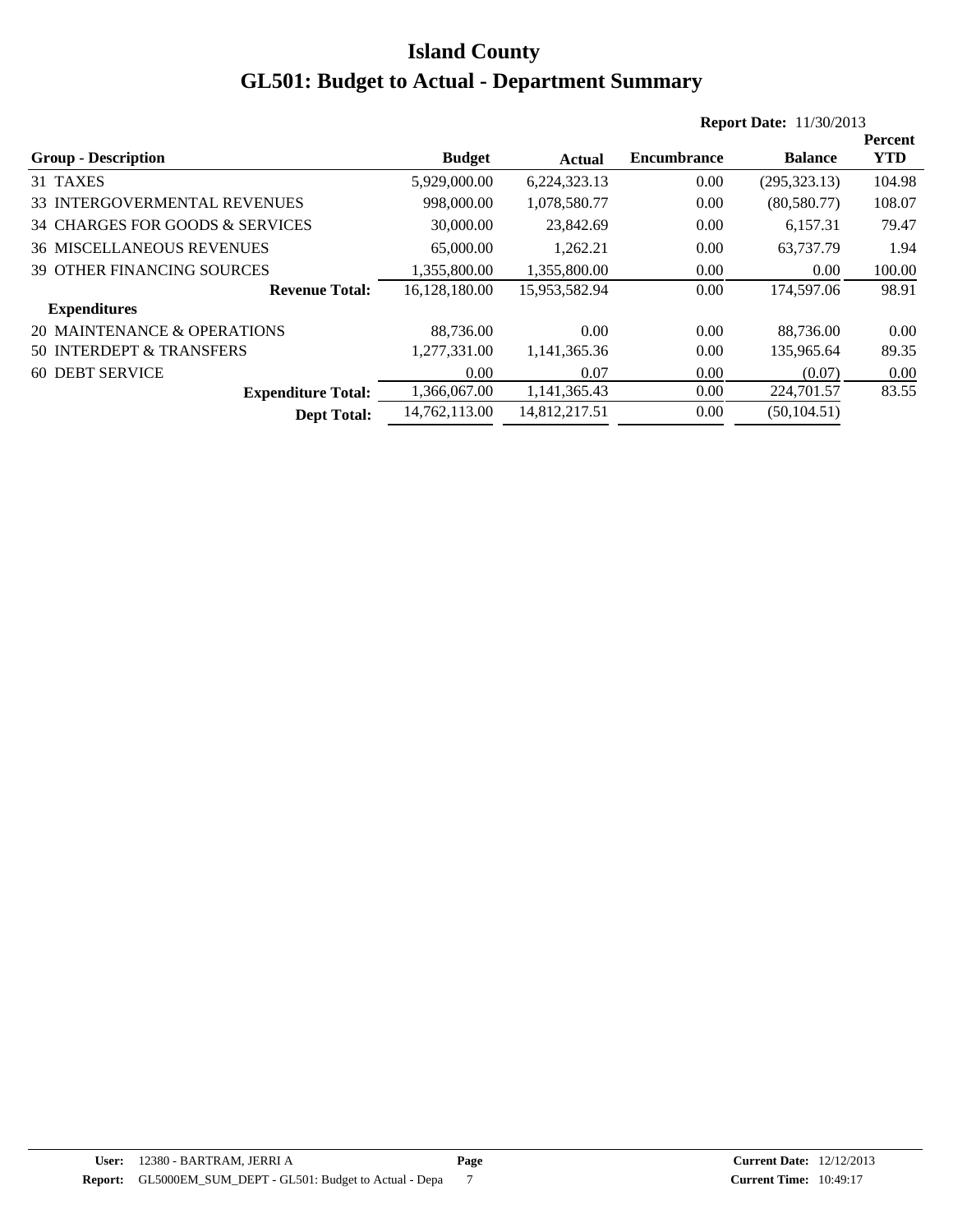# Island County

# GL501: Budget to Actual - Department Summary

**Report Date:** 11/30/2013

| Group - Description | Budget | Actual | Encumbrance | Balance | Percent YTD |
|---|---|---|---|---|---|
| 31 TAXES | 5,929,000.00 | 6,224,323.13 | 0.00 | (295,323.13) | 104.98 |
| 33 INTERGOVERMENTAL REVENUES | 998,000.00 | 1,078,580.77 | 0.00 | (80,580.77) | 108.07 |
| 34 CHARGES FOR GOODS & SERVICES | 30,000.00 | 23,842.69 | 0.00 | 6,157.31 | 79.47 |
| 36 MISCELLANEOUS REVENUES | 65,000.00 | 1,262.21 | 0.00 | 63,737.79 | 1.94 |
| 39 OTHER FINANCING SOURCES | 1,355,800.00 | 1,355,800.00 | 0.00 | 0.00 | 100.00 |
| **Revenue Total:** | 16,128,180.00 | 15,953,582.94 | 0.00 | 174,597.06 | 98.91 |
| **Expenditures** | | | | | |
| 20 MAINTENANCE & OPERATIONS | 88,736.00 | 0.00 | 0.00 | 88,736.00 | 0.00 |
| 50 INTERDEPT & TRANSFERS | 1,277,331.00 | 1,141,365.36 | 0.00 | 135,965.64 | 89.35 |
| 60 DEBT SERVICE | 0.00 | 0.07 | 0.00 | (0.07) | 0.00 |
| **Expenditure Total:** | 1,366,067.00 | 1,141,365.43 | 0.00 | 224,701.57 | 83.55 |
| **Dept Total:** | 14,762,113.00 | 14,812,217.51 | 0.00 | (50,104.51) | |

**User:** 12380 - BARTRAM, JERRI A
**Report:** GL5000EM_SUM_DEPT - GL501: Budget to Actual - Depa
**Page** 7
**Current Date:** 12/12/2013
**Current Time:** 10:49:17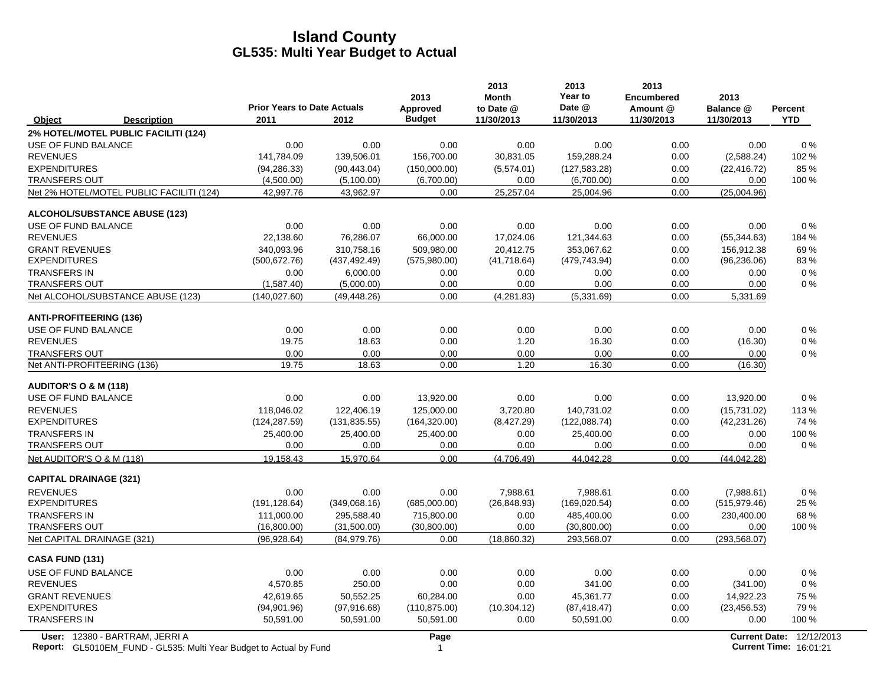# Island County
## GL535: Multi Year Budget to Actual

| Object | Description | Prior Years to Date Actuals 2011 | 2012 | 2013 Approved Budget | 2013 Month to Date @ 11/30/2013 | 2013 Year to Date @ 11/30/2013 | 2013 Encumbered Amount @ 11/30/2013 | 2013 Balance @ 11/30/2013 | Percent YTD |
|---|---|---|---|---|---|---|---|---|---|
| **2% HOTEL/MOTEL PUBLIC FACILITI (124)** | | | | | | | | | |
| USE OF FUND BALANCE | | 0.00 | 0.00 | 0.00 | 0.00 | 0.00 | 0.00 | 0.00 | 0 % |
| REVENUES | | 141,784.09 | 139,506.01 | 156,700.00 | 30,831.05 | 159,288.24 | 0.00 | (2,588.24) | 102 % |
| EXPENDITURES | | (94,286.33) | (90,443.04) | (150,000.00) | (5,574.01) | (127,583.28) | 0.00 | (22,416.72) | 85 % |
| TRANSFERS OUT | | (4,500.00) | (5,100.00) | (6,700.00) | 0.00 | (6,700.00) | 0.00 | 0.00 | 100 % |
| Net 2% HOTEL/MOTEL PUBLIC FACILITI (124) | | 42,997.76 | 43,962.97 | 0.00 | 25,257.04 | 25,004.96 | 0.00 | (25,004.96) | |
| **ALCOHOL/SUBSTANCE ABUSE (123)** | | | | | | | | | |
| USE OF FUND BALANCE | | 0.00 | 0.00 | 0.00 | 0.00 | 0.00 | 0.00 | 0.00 | 0 % |
| REVENUES | | 22,138.60 | 76,286.07 | 66,000.00 | 17,024.06 | 121,344.63 | 0.00 | (55,344.63) | 184 % |
| GRANT REVENUES | | 340,093.96 | 310,758.16 | 509,980.00 | 20,412.75 | 353,067.62 | 0.00 | 156,912.38 | 69 % |
| EXPENDITURES | | (500,672.76) | (437,492.49) | (575,980.00) | (41,718.64) | (479,743.94) | 0.00 | (96,236.06) | 83 % |
| TRANSFERS IN | | 0.00 | 6,000.00 | 0.00 | 0.00 | 0.00 | 0.00 | 0.00 | 0 % |
| TRANSFERS OUT | | (1,587.40) | (5,000.00) | 0.00 | 0.00 | 0.00 | 0.00 | 0.00 | 0 % |
| Net ALCOHOL/SUBSTANCE ABUSE (123) | | (140,027.60) | (49,448.26) | 0.00 | (4,281.83) | (5,331.69) | 0.00 | 5,331.69 | |
| **ANTI-PROFITEERING (136)** | | | | | | | | | |
| USE OF FUND BALANCE | | 0.00 | 0.00 | 0.00 | 0.00 | 0.00 | 0.00 | 0.00 | 0 % |
| REVENUES | | 19.75 | 18.63 | 0.00 | 1.20 | 16.30 | 0.00 | (16.30) | 0 % |
| TRANSFERS OUT | | 0.00 | 0.00 | 0.00 | 0.00 | 0.00 | 0.00 | 0.00 | 0 % |
| Net ANTI-PROFITEERING (136) | | 19.75 | 18.63 | 0.00 | 1.20 | 16.30 | 0.00 | (16.30) | |
| **AUDITOR'S O & M (118)** | | | | | | | | | |
| USE OF FUND BALANCE | | 0.00 | 0.00 | 13,920.00 | 0.00 | 0.00 | 0.00 | 13,920.00 | 0 % |
| REVENUES | | 118,046.02 | 122,406.19 | 125,000.00 | 3,720.80 | 140,731.02 | 0.00 | (15,731.02) | 113 % |
| EXPENDITURES | | (124,287.59) | (131,835.55) | (164,320.00) | (8,427.29) | (122,088.74) | 0.00 | (42,231.26) | 74 % |
| TRANSFERS IN | | 25,400.00 | 25,400.00 | 25,400.00 | 0.00 | 25,400.00 | 0.00 | 0.00 | 100 % |
| TRANSFERS OUT | | 0.00 | 0.00 | 0.00 | 0.00 | 0.00 | 0.00 | 0.00 | 0 % |
| Net AUDITOR'S O & M (118) | | 19,158.43 | 15,970.64 | 0.00 | (4,706.49) | 44,042.28 | 0.00 | (44,042.28) | |
| **CAPITAL DRAINAGE (321)** | | | | | | | | | |
| REVENUES | | 0.00 | 0.00 | 0.00 | 7,988.61 | 7,988.61 | 0.00 | (7,988.61) | 0 % |
| EXPENDITURES | | (191,128.64) | (349,068.16) | (685,000.00) | (26,848.93) | (169,020.54) | 0.00 | (515,979.46) | 25 % |
| TRANSFERS IN | | 111,000.00 | 295,588.40 | 715,800.00 | 0.00 | 485,400.00 | 0.00 | 230,400.00 | 68 % |
| TRANSFERS OUT | | (16,800.00) | (31,500.00) | (30,800.00) | 0.00 | (30,800.00) | 0.00 | 0.00 | 100 % |
| Net CAPITAL DRAINAGE (321) | | (96,928.64) | (84,979.76) | 0.00 | (18,860.32) | 293,568.07 | 0.00 | (293,568.07) | |
| **CASA FUND (131)** | | | | | | | | | |
| USE OF FUND BALANCE | | 0.00 | 0.00 | 0.00 | 0.00 | 0.00 | 0.00 | 0.00 | 0 % |
| REVENUES | | 4,570.85 | 250.00 | 0.00 | 0.00 | 341.00 | 0.00 | (341.00) | 0 % |
| GRANT REVENUES | | 42,619.65 | 50,552.25 | 60,284.00 | 0.00 | 45,361.77 | 0.00 | 14,922.23 | 75 % |
| EXPENDITURES | | (94,901.96) | (97,916.68) | (110,875.00) | (10,304.12) | (87,418.47) | 0.00 | (23,456.53) | 79 % |
| TRANSFERS IN | | 50,591.00 | 50,591.00 | 50,591.00 | 0.00 | 50,591.00 | 0.00 | 0.00 | 100 % |

User: 12380 - BARTRAM, JERRI A
Report: GL5010EM_FUND - GL535: Multi Year Budget to Actual by Fund
Current Date: 12/12/2013
Current Time: 16:01:21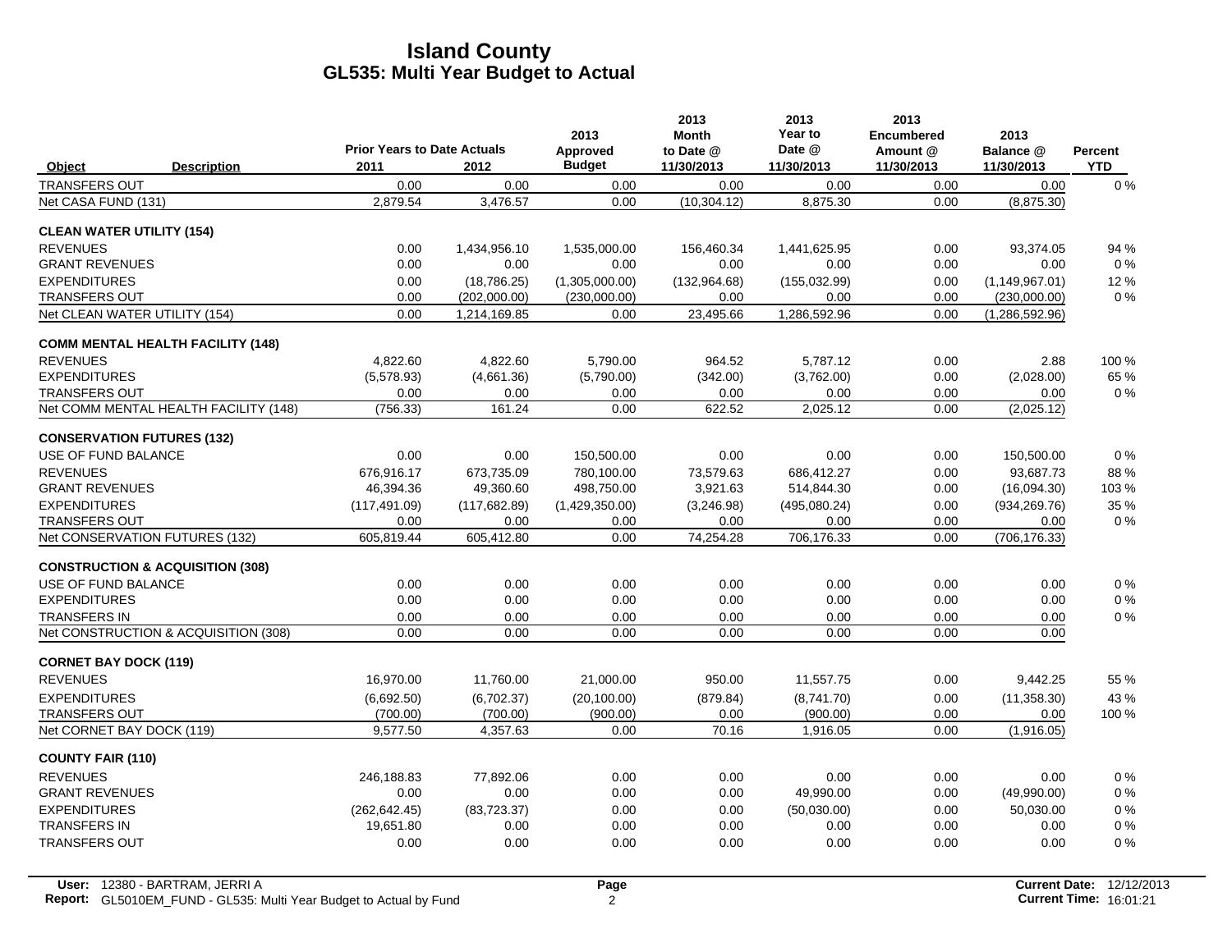# Island County
## GL535: Multi Year Budget to Actual

| Object | Description | Prior Years to Date Actuals 2011 | 2012 | 2013 Approved Budget | 2013 Month to Date @ 11/30/2013 | 2013 Year to Date @ 11/30/2013 | 2013 Encumbered Amount @ 11/30/2013 | 2013 Balance @ 11/30/2013 | Percent YTD |
|---|---|---|---|---|---|---|---|---|---|
| TRANSFERS OUT | | 0.00 | 0.00 | 0.00 | 0.00 | 0.00 | 0.00 | 0.00 | 0 % |
| Net CASA FUND (131) | | 2,879.54 | 3,476.57 | 0.00 | (10,304.12) | 8,875.30 | 0.00 | (8,875.30) | |
| **CLEAN WATER UTILITY (154)** | | | | | | | | | |
| REVENUES | | 0.00 | 1,434,956.10 | 1,535,000.00 | 156,460.34 | 1,441,625.95 | 0.00 | 93,374.05 | 94 % |
| GRANT REVENUES | | 0.00 | 0.00 | 0.00 | 0.00 | 0.00 | 0.00 | 0.00 | 0 % |
| EXPENDITURES | | 0.00 | (18,786.25) | (1,305,000.00) | (132,964.68) | (155,032.99) | 0.00 | (1,149,967.01) | 12 % |
| TRANSFERS OUT | | 0.00 | (202,000.00) | (230,000.00) | 0.00 | 0.00 | 0.00 | (230,000.00) | 0 % |
| Net CLEAN WATER UTILITY (154) | | 0.00 | 1,214,169.85 | 0.00 | 23,495.66 | 1,286,592.96 | 0.00 | (1,286,592.96) | |
| **COMM MENTAL HEALTH FACILITY (148)** | | | | | | | | | |
| REVENUES | | 4,822.60 | 4,822.60 | 5,790.00 | 964.52 | 5,787.12 | 0.00 | 2.88 | 100 % |
| EXPENDITURES | | (5,578.93) | (4,661.36) | (5,790.00) | (342.00) | (3,762.00) | 0.00 | (2,028.00) | 65 % |
| TRANSFERS OUT | | 0.00 | 0.00 | 0.00 | 0.00 | 0.00 | 0.00 | 0.00 | 0 % |
| Net COMM MENTAL HEALTH FACILITY (148) | | (756.33) | 161.24 | 0.00 | 622.52 | 2,025.12 | 0.00 | (2,025.12) | |
| **CONSERVATION FUTURES (132)** | | | | | | | | | |
| USE OF FUND BALANCE | | 0.00 | 0.00 | 150,500.00 | 0.00 | 0.00 | 0.00 | 150,500.00 | 0 % |
| REVENUES | | 676,916.17 | 673,735.09 | 780,100.00 | 73,579.63 | 686,412.27 | 0.00 | 93,687.73 | 88 % |
| GRANT REVENUES | | 46,394.36 | 49,360.60 | 498,750.00 | 3,921.63 | 514,844.30 | 0.00 | (16,094.30) | 103 % |
| EXPENDITURES | | (117,491.09) | (117,682.89) | (1,429,350.00) | (3,246.98) | (495,080.24) | 0.00 | (934,269.76) | 35 % |
| TRANSFERS OUT | | 0.00 | 0.00 | 0.00 | 0.00 | 0.00 | 0.00 | 0.00 | 0 % |
| Net CONSERVATION FUTURES (132) | | 605,819.44 | 605,412.80 | 0.00 | 74,254.28 | 706,176.33 | 0.00 | (706,176.33) | |
| **CONSTRUCTION & ACQUISITION (308)** | | | | | | | | | |
| USE OF FUND BALANCE | | 0.00 | 0.00 | 0.00 | 0.00 | 0.00 | 0.00 | 0.00 | 0 % |
| EXPENDITURES | | 0.00 | 0.00 | 0.00 | 0.00 | 0.00 | 0.00 | 0.00 | 0 % |
| TRANSFERS IN | | 0.00 | 0.00 | 0.00 | 0.00 | 0.00 | 0.00 | 0.00 | 0 % |
| Net CONSTRUCTION & ACQUISITION (308) | | 0.00 | 0.00 | 0.00 | 0.00 | 0.00 | 0.00 | 0.00 | |
| **CORNET BAY DOCK (119)** | | | | | | | | | |
| REVENUES | | 16,970.00 | 11,760.00 | 21,000.00 | 950.00 | 11,557.75 | 0.00 | 9,442.25 | 55 % |
| EXPENDITURES | | (6,692.50) | (6,702.37) | (20,100.00) | (879.84) | (8,741.70) | 0.00 | (11,358.30) | 43 % |
| TRANSFERS OUT | | (700.00) | (700.00) | (900.00) | 0.00 | (900.00) | 0.00 | 0.00 | 100 % |
| Net CORNET BAY DOCK (119) | | 9,577.50 | 4,357.63 | 0.00 | 70.16 | 1,916.05 | 0.00 | (1,916.05) | |
| **COUNTY FAIR (110)** | | | | | | | | | |
| REVENUES | | 246,188.83 | 77,892.06 | 0.00 | 0.00 | 0.00 | 0.00 | 0.00 | 0 % |
| GRANT REVENUES | | 0.00 | 0.00 | 0.00 | 0.00 | 49,990.00 | 0.00 | (49,990.00) | 0 % |
| EXPENDITURES | | (262,642.45) | (83,723.37) | 0.00 | 0.00 | (50,030.00) | 0.00 | 50,030.00 | 0 % |
| TRANSFERS IN | | 19,651.80 | 0.00 | 0.00 | 0.00 | 0.00 | 0.00 | 0.00 | 0 % |
| TRANSFERS OUT | | 0.00 | 0.00 | 0.00 | 0.00 | 0.00 | 0.00 | 0.00 | 0 % |

**User:** 12380 - BARTRAM, JERRI A
**Report:** GL5010EM_FUND - GL535: Multi Year Budget to Actual by Fund
**Current Date:** 12/12/2013
**Current Time:** 16:01:21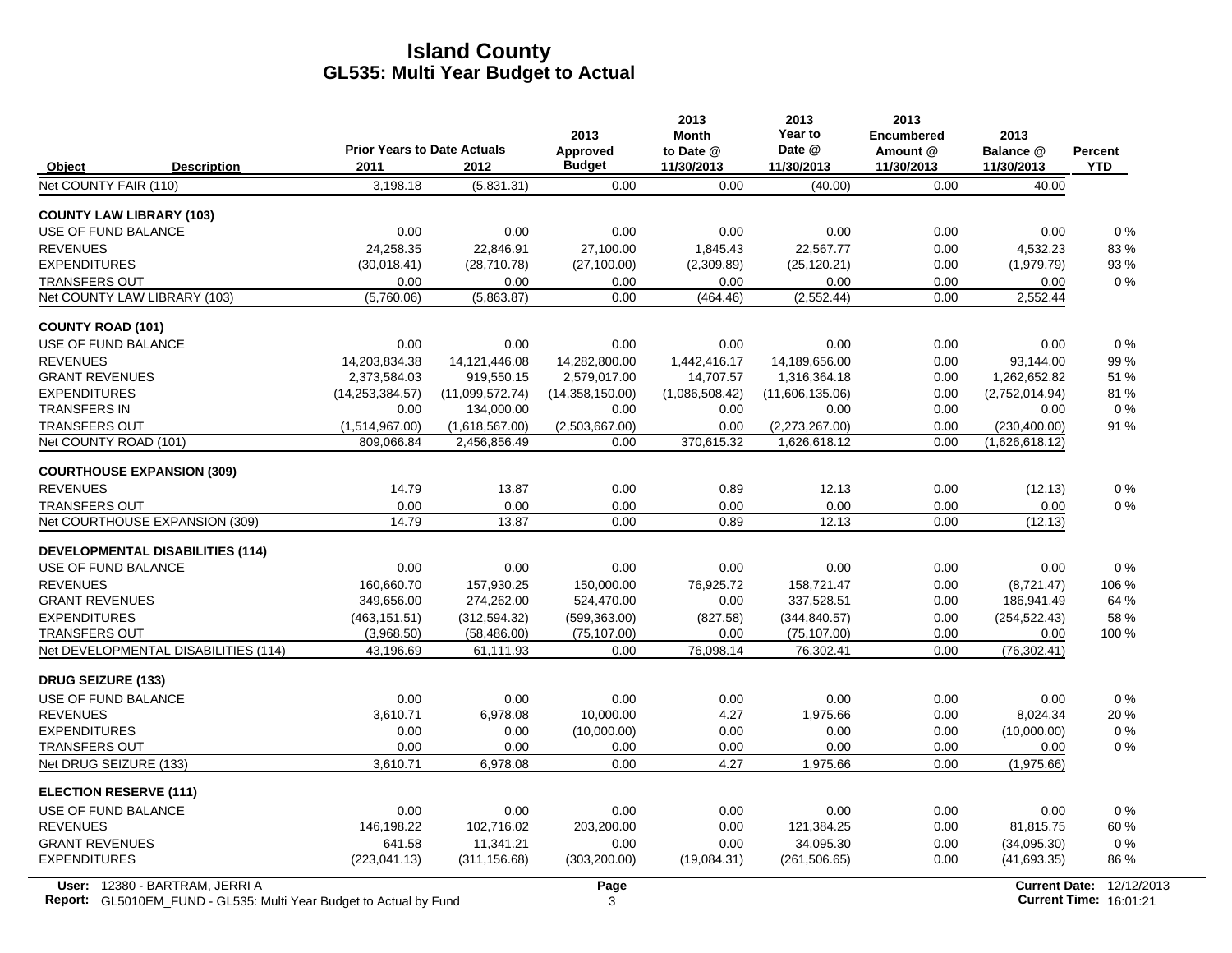# Island County
## GL535: Multi Year Budget to Actual

| Object | Description | Prior Years to Date Actuals 2011 | 2012 | 2013 Approved Budget | 2013 Month to Date @ 11/30/2013 | 2013 Year to Date @ 11/30/2013 | 2013 Encumbered Amount @ 11/30/2013 | 2013 Balance @ 11/30/2013 | Percent YTD |
|---|---|---|---|---|---|---|---|---|---|
| Net COUNTY FAIR (110) | | 3,198.18 | (5,831.31) | 0.00 | 0.00 | (40.00) | 0.00 | 40.00 | |
| **COUNTY LAW LIBRARY (103)** | | | | | | | | | |
| USE OF FUND BALANCE | | 0.00 | 0.00 | 0.00 | 0.00 | 0.00 | 0.00 | 0.00 | 0 % |
| REVENUES | | 24,258.35 | 22,846.91 | 27,100.00 | 1,845.43 | 22,567.77 | 0.00 | 4,532.23 | 83 % |
| EXPENDITURES | | (30,018.41) | (28,710.78) | (27,100.00) | (2,309.89) | (25,120.21) | 0.00 | (1,979.79) | 93 % |
| TRANSFERS OUT | | 0.00 | 0.00 | 0.00 | 0.00 | 0.00 | 0.00 | 0.00 | 0 % |
| Net COUNTY LAW LIBRARY (103) | | (5,760.06) | (5,863.87) | 0.00 | (464.46) | (2,552.44) | 0.00 | 2,552.44 | |
| **COUNTY ROAD (101)** | | | | | | | | | |
| USE OF FUND BALANCE | | 0.00 | 0.00 | 0.00 | 0.00 | 0.00 | 0.00 | 0.00 | 0 % |
| REVENUES | | 14,203,834.38 | 14,121,446.08 | 14,282,800.00 | 1,442,416.17 | 14,189,656.00 | 0.00 | 93,144.00 | 99 % |
| GRANT REVENUES | | 2,373,584.03 | 919,550.15 | 2,579,017.00 | 14,707.57 | 1,316,364.18 | 0.00 | 1,262,652.82 | 51 % |
| EXPENDITURES | | (14,253,384.57) | (11,099,572.74) | (14,358,150.00) | (1,086,508.42) | (11,606,135.06) | 0.00 | (2,752,014.94) | 81 % |
| TRANSFERS IN | | 0.00 | 134,000.00 | 0.00 | 0.00 | 0.00 | 0.00 | 0.00 | 0 % |
| TRANSFERS OUT | | (1,514,967.00) | (1,618,567.00) | (2,503,667.00) | 0.00 | (2,273,267.00) | 0.00 | (230,400.00) | 91 % |
| Net COUNTY ROAD (101) | | 809,066.84 | 2,456,856.49 | 0.00 | 370,615.32 | 1,626,618.12 | 0.00 | (1,626,618.12) | |
| **COURTHOUSE EXPANSION (309)** | | | | | | | | | |
| REVENUES | | 14.79 | 13.87 | 0.00 | 0.89 | 12.13 | 0.00 | (12.13) | 0 % |
| TRANSFERS OUT | | 0.00 | 0.00 | 0.00 | 0.00 | 0.00 | 0.00 | 0.00 | 0 % |
| Net COURTHOUSE EXPANSION (309) | | 14.79 | 13.87 | 0.00 | 0.89 | 12.13 | 0.00 | (12.13) | |
| **DEVELOPMENTAL DISABILITIES (114)** | | | | | | | | | |
| USE OF FUND BALANCE | | 0.00 | 0.00 | 0.00 | 0.00 | 0.00 | 0.00 | 0.00 | 0 % |
| REVENUES | | 160,660.70 | 157,930.25 | 150,000.00 | 76,925.72 | 158,721.47 | 0.00 | (8,721.47) | 106 % |
| GRANT REVENUES | | 349,656.00 | 274,262.00 | 524,470.00 | 0.00 | 337,528.51 | 0.00 | 186,941.49 | 64 % |
| EXPENDITURES | | (463,151.51) | (312,594.32) | (599,363.00) | (827.58) | (344,840.57) | 0.00 | (254,522.43) | 58 % |
| TRANSFERS OUT | | (3,968.50) | (58,486.00) | (75,107.00) | 0.00 | (75,107.00) | 0.00 | 0.00 | 100 % |
| Net DEVELOPMENTAL DISABILITIES (114) | | 43,196.69 | 61,111.93 | 0.00 | 76,098.14 | 76,302.41 | 0.00 | (76,302.41) | |
| **DRUG SEIZURE (133)** | | | | | | | | | |
| USE OF FUND BALANCE | | 0.00 | 0.00 | 0.00 | 0.00 | 0.00 | 0.00 | 0.00 | 0 % |
| REVENUES | | 3,610.71 | 6,978.08 | 10,000.00 | 4.27 | 1,975.66 | 0.00 | 8,024.34 | 20 % |
| EXPENDITURES | | 0.00 | 0.00 | (10,000.00) | 0.00 | 0.00 | 0.00 | (10,000.00) | 0 % |
| TRANSFERS OUT | | 0.00 | 0.00 | 0.00 | 0.00 | 0.00 | 0.00 | 0.00 | 0 % |
| Net DRUG SEIZURE (133) | | 3,610.71 | 6,978.08 | 0.00 | 4.27 | 1,975.66 | 0.00 | (1,975.66) | |
| **ELECTION RESERVE (111)** | | | | | | | | | |
| USE OF FUND BALANCE | | 0.00 | 0.00 | 0.00 | 0.00 | 0.00 | 0.00 | 0.00 | 0 % |
| REVENUES | | 146,198.22 | 102,716.02 | 203,200.00 | 0.00 | 121,384.25 | 0.00 | 81,815.75 | 60 % |
| GRANT REVENUES | | 641.58 | 11,341.21 | 0.00 | 0.00 | 34,095.30 | 0.00 | (34,095.30) | 0 % |
| EXPENDITURES | | (223,041.13) | (311,156.68) | (303,200.00) | (19,084.31) | (261,506.65) | 0.00 | (41,693.35) | 86 % |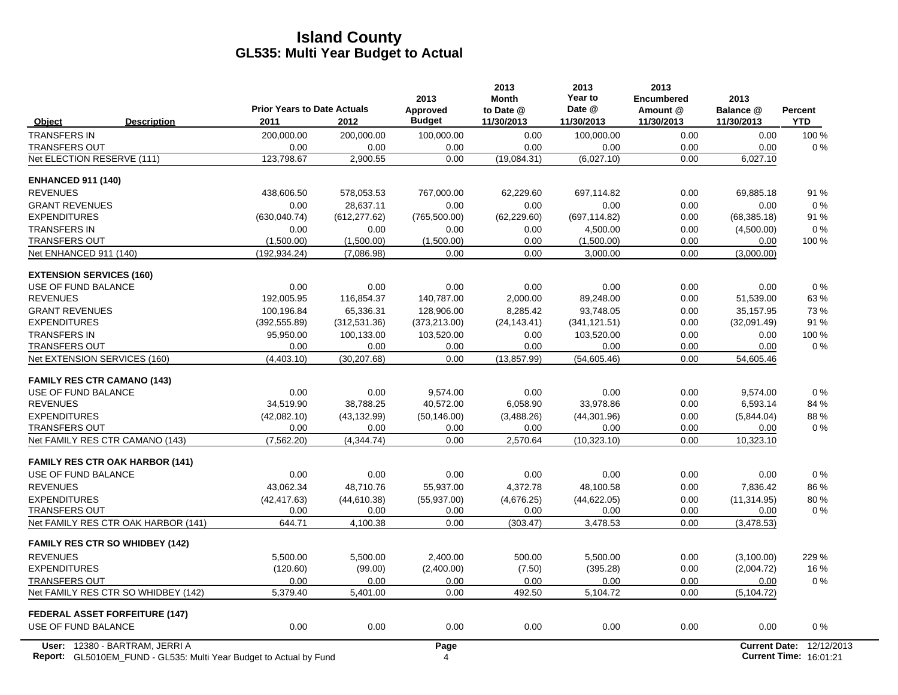# Island County
## GL535: Multi Year Budget to Actual

| Object | Description | Prior Years to Date Actuals 2011 | 2012 | 2013 Approved Budget | 2013 Month to Date @ 11/30/2013 | 2013 Year to Date @ 11/30/2013 | 2013 Encumbered Amount @ 11/30/2013 | 2013 Balance @ 11/30/2013 | Percent YTD |
|---|---|---|---|---|---|---|---|---|---|
| TRANSFERS IN | | 200,000.00 | 200,000.00 | 100,000.00 | 0.00 | 100,000.00 | 0.00 | 0.00 | 100 % |
| TRANSFERS OUT | | 0.00 | 0.00 | 0.00 | 0.00 | 0.00 | 0.00 | 0.00 | 0 % |
| Net ELECTION RESERVE (111) | | 123,798.67 | 2,900.55 | 0.00 | (19,084.31) | (6,027.10) | 0.00 | 6,027.10 | |
| **ENHANCED 911 (140)** | | | | | | | | | |
| REVENUES | | 438,606.50 | 578,053.53 | 767,000.00 | 62,229.60 | 697,114.82 | 0.00 | 69,885.18 | 91 % |
| GRANT REVENUES | | 0.00 | 28,637.11 | 0.00 | 0.00 | 0.00 | 0.00 | 0.00 | 0 % |
| EXPENDITURES | | (630,040.74) | (612,277.62) | (765,500.00) | (62,229.60) | (697,114.82) | 0.00 | (68,385.18) | 91 % |
| TRANSFERS IN | | 0.00 | 0.00 | 0.00 | 0.00 | 4,500.00 | 0.00 | (4,500.00) | 0 % |
| TRANSFERS OUT | | (1,500.00) | (1,500.00) | (1,500.00) | 0.00 | (1,500.00) | 0.00 | 0.00 | 100 % |
| Net ENHANCED 911 (140) | | (192,934.24) | (7,086.98) | 0.00 | 0.00 | 3,000.00 | 0.00 | (3,000.00) | |
| **EXTENSION SERVICES (160)** | | | | | | | | | |
| USE OF FUND BALANCE | | 0.00 | 0.00 | 0.00 | 0.00 | 0.00 | 0.00 | 0.00 | 0 % |
| REVENUES | | 192,005.95 | 116,854.37 | 140,787.00 | 2,000.00 | 89,248.00 | 0.00 | 51,539.00 | 63 % |
| GRANT REVENUES | | 100,196.84 | 65,336.31 | 128,906.00 | 8,285.42 | 93,748.05 | 0.00 | 35,157.95 | 73 % |
| EXPENDITURES | | (392,555.89) | (312,531.36) | (373,213.00) | (24,143.41) | (341,121.51) | 0.00 | (32,091.49) | 91 % |
| TRANSFERS IN | | 95,950.00 | 100,133.00 | 103,520.00 | 0.00 | 103,520.00 | 0.00 | 0.00 | 100 % |
| TRANSFERS OUT | | 0.00 | 0.00 | 0.00 | 0.00 | 0.00 | 0.00 | 0.00 | 0 % |
| Net EXTENSION SERVICES (160) | | (4,403.10) | (30,207.68) | 0.00 | (13,857.99) | (54,605.46) | 0.00 | 54,605.46 | |
| **FAMILY RES CTR CAMANO (143)** | | | | | | | | | |
| USE OF FUND BALANCE | | 0.00 | 0.00 | 9,574.00 | 0.00 | 0.00 | 0.00 | 9,574.00 | 0 % |
| REVENUES | | 34,519.90 | 38,788.25 | 40,572.00 | 6,058.90 | 33,978.86 | 0.00 | 6,593.14 | 84 % |
| EXPENDITURES | | (42,082.10) | (43,132.99) | (50,146.00) | (3,488.26) | (44,301.96) | 0.00 | (5,844.04) | 88 % |
| TRANSFERS OUT | | 0.00 | 0.00 | 0.00 | 0.00 | 0.00 | 0.00 | 0.00 | 0 % |
| Net FAMILY RES CTR CAMANO (143) | | (7,562.20) | (4,344.74) | 0.00 | 2,570.64 | (10,323.10) | 0.00 | 10,323.10 | |
| **FAMILY RES CTR OAK HARBOR (141)** | | | | | | | | | |
| USE OF FUND BALANCE | | 0.00 | 0.00 | 0.00 | 0.00 | 0.00 | 0.00 | 0.00 | 0 % |
| REVENUES | | 43,062.34 | 48,710.76 | 55,937.00 | 4,372.78 | 48,100.58 | 0.00 | 7,836.42 | 86 % |
| EXPENDITURES | | (42,417.63) | (44,610.38) | (55,937.00) | (4,676.25) | (44,622.05) | 0.00 | (11,314.95) | 80 % |
| TRANSFERS OUT | | 0.00 | 0.00 | 0.00 | 0.00 | 0.00 | 0.00 | 0.00 | 0 % |
| Net FAMILY RES CTR OAK HARBOR (141) | | 644.71 | 4,100.38 | 0.00 | (303.47) | 3,478.53 | 0.00 | (3,478.53) | |
| **FAMILY RES CTR SO WHIDBEY (142)** | | | | | | | | | |
| REVENUES | | 5,500.00 | 5,500.00 | 2,400.00 | 500.00 | 5,500.00 | 0.00 | (3,100.00) | 229 % |
| EXPENDITURES | | (120.60) | (99.00) | (2,400.00) | (7.50) | (395.28) | 0.00 | (2,004.72) | 16 % |
| TRANSFERS OUT | | 0.00 | 0.00 | 0.00 | 0.00 | 0.00 | 0.00 | 0.00 | 0 % |
| Net FAMILY RES CTR SO WHIDBEY (142) | | 5,379.40 | 5,401.00 | 0.00 | 492.50 | 5,104.72 | 0.00 | (5,104.72) | |
| **FEDERAL ASSET FORFEITURE (147)** | | | | | | | | | |
| USE OF FUND BALANCE | | 0.00 | 0.00 | 0.00 | 0.00 | 0.00 | 0.00 | 0.00 | 0 % |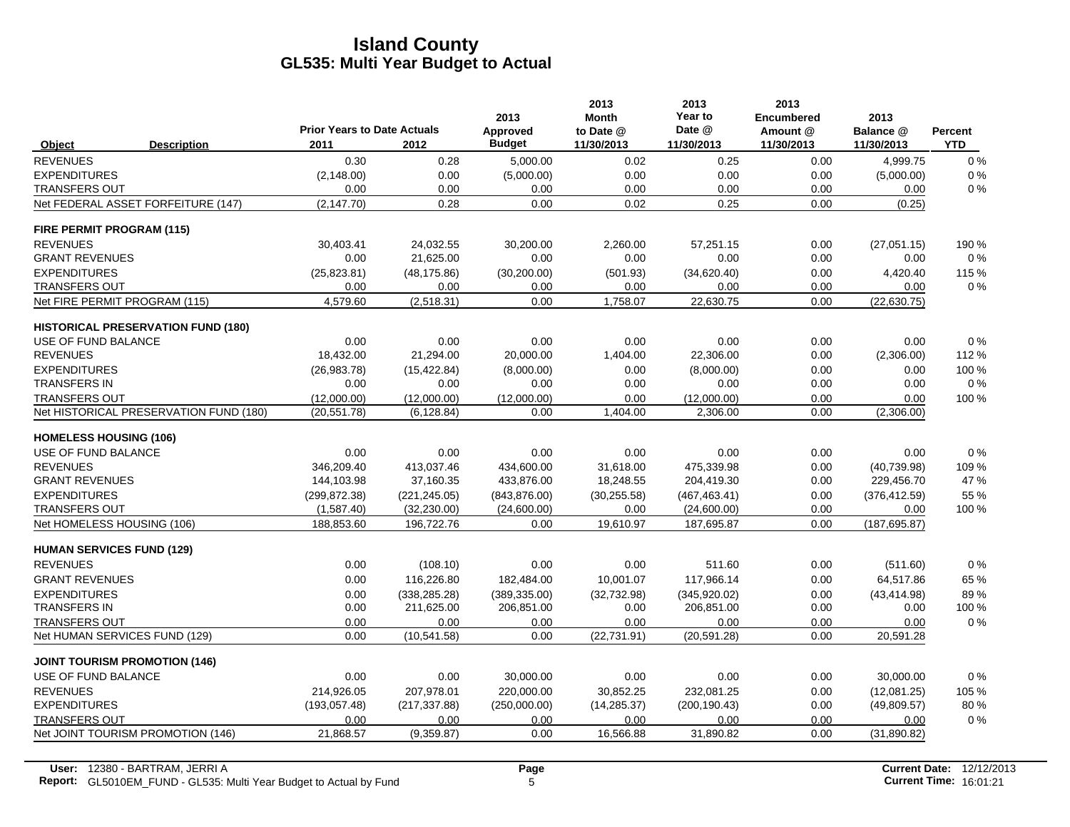# Island County
## GL535: Multi Year Budget to Actual

| Object | Description | Prior Years to Date Actuals 2011 | 2012 | 2013 Approved Budget | 2013 Month to Date @ 11/30/2013 | 2013 Year to Date @ 11/30/2013 | 2013 Encumbered Amount @ 11/30/2013 | 2013 Balance @ 11/30/2013 | Percent YTD |
|---|---|---|---|---|---|---|---|---|---|
| REVENUES | | 0.30 | 0.28 | 5,000.00 | 0.02 | 0.25 | 0.00 | 4,999.75 | 0 % |
| EXPENDITURES | | (2,148.00) | 0.00 | (5,000.00) | 0.00 | 0.00 | 0.00 | (5,000.00) | 0 % |
| TRANSFERS OUT | | 0.00 | 0.00 | 0.00 | 0.00 | 0.00 | 0.00 | 0.00 | 0 % |
| Net FEDERAL ASSET FORFEITURE (147) | | (2,147.70) | 0.28 | 0.00 | 0.02 | 0.25 | 0.00 | (0.25) | |
| **FIRE PERMIT PROGRAM (115)** | | | | | | | | | |
| REVENUES | | 30,403.41 | 24,032.55 | 30,200.00 | 2,260.00 | 57,251.15 | 0.00 | (27,051.15) | 190 % |
| GRANT REVENUES | | 0.00 | 21,625.00 | 0.00 | 0.00 | 0.00 | 0.00 | 0.00 | 0 % |
| EXPENDITURES | | (25,823.81) | (48,175.86) | (30,200.00) | (501.93) | (34,620.40) | 0.00 | 4,420.40 | 115 % |
| TRANSFERS OUT | | 0.00 | 0.00 | 0.00 | 0.00 | 0.00 | 0.00 | 0.00 | 0 % |
| Net FIRE PERMIT PROGRAM (115) | | 4,579.60 | (2,518.31) | 0.00 | 1,758.07 | 22,630.75 | 0.00 | (22,630.75) | |
| **HISTORICAL PRESERVATION FUND (180)** | | | | | | | | | |
| USE OF FUND BALANCE | | 0.00 | 0.00 | 0.00 | 0.00 | 0.00 | 0.00 | 0.00 | 0 % |
| REVENUES | | 18,432.00 | 21,294.00 | 20,000.00 | 1,404.00 | 22,306.00 | 0.00 | (2,306.00) | 112 % |
| EXPENDITURES | | (26,983.78) | (15,422.84) | (8,000.00) | 0.00 | (8,000.00) | 0.00 | 0.00 | 100 % |
| TRANSFERS IN | | 0.00 | 0.00 | 0.00 | 0.00 | 0.00 | 0.00 | 0.00 | 0 % |
| TRANSFERS OUT | | (12,000.00) | (12,000.00) | (12,000.00) | 0.00 | (12,000.00) | 0.00 | 0.00 | 100 % |
| Net HISTORICAL PRESERVATION FUND (180) | | (20,551.78) | (6,128.84) | 0.00 | 1,404.00 | 2,306.00 | 0.00 | (2,306.00) | |
| **HOMELESS HOUSING (106)** | | | | | | | | | |
| USE OF FUND BALANCE | | 0.00 | 0.00 | 0.00 | 0.00 | 0.00 | 0.00 | 0.00 | 0 % |
| REVENUES | | 346,209.40 | 413,037.46 | 434,600.00 | 31,618.00 | 475,339.98 | 0.00 | (40,739.98) | 109 % |
| GRANT REVENUES | | 144,103.98 | 37,160.35 | 433,876.00 | 18,248.55 | 204,419.30 | 0.00 | 229,456.70 | 47 % |
| EXPENDITURES | | (299,872.38) | (221,245.05) | (843,876.00) | (30,255.58) | (467,463.41) | 0.00 | (376,412.59) | 55 % |
| TRANSFERS OUT | | (1,587.40) | (32,230.00) | (24,600.00) | 0.00 | (24,600.00) | 0.00 | 0.00 | 100 % |
| Net HOMELESS HOUSING (106) | | 188,853.60 | 196,722.76 | 0.00 | 19,610.97 | 187,695.87 | 0.00 | (187,695.87) | |
| **HUMAN SERVICES FUND (129)** | | | | | | | | | |
| REVENUES | | 0.00 | (108.10) | 0.00 | 0.00 | 511.60 | 0.00 | (511.60) | 0 % |
| GRANT REVENUES | | 0.00 | 116,226.80 | 182,484.00 | 10,001.07 | 117,966.14 | 0.00 | 64,517.86 | 65 % |
| EXPENDITURES | | 0.00 | (338,285.28) | (389,335.00) | (32,732.98) | (345,920.02) | 0.00 | (43,414.98) | 89 % |
| TRANSFERS IN | | 0.00 | 211,625.00 | 206,851.00 | 0.00 | 206,851.00 | 0.00 | 0.00 | 100 % |
| TRANSFERS OUT | | 0.00 | 0.00 | 0.00 | 0.00 | 0.00 | 0.00 | 0.00 | 0 % |
| Net HUMAN SERVICES FUND (129) | | 0.00 | (10,541.58) | 0.00 | (22,731.91) | (20,591.28) | 0.00 | 20,591.28 | |
| **JOINT TOURISM PROMOTION (146)** | | | | | | | | | |
| USE OF FUND BALANCE | | 0.00 | 0.00 | 30,000.00 | 0.00 | 0.00 | 0.00 | 30,000.00 | 0 % |
| REVENUES | | 214,926.05 | 207,978.01 | 220,000.00 | 30,852.25 | 232,081.25 | 0.00 | (12,081.25) | 105 % |
| EXPENDITURES | | (193,057.48) | (217,337.88) | (250,000.00) | (14,285.37) | (200,190.43) | 0.00 | (49,809.57) | 80 % |
| TRANSFERS OUT | | 0.00 | 0.00 | 0.00 | 0.00 | 0.00 | 0.00 | 0.00 | 0 % |
| Net JOINT TOURISM PROMOTION (146) | | 21,868.57 | (9,359.87) | 0.00 | 16,566.88 | 31,890.82 | 0.00 | (31,890.82) | |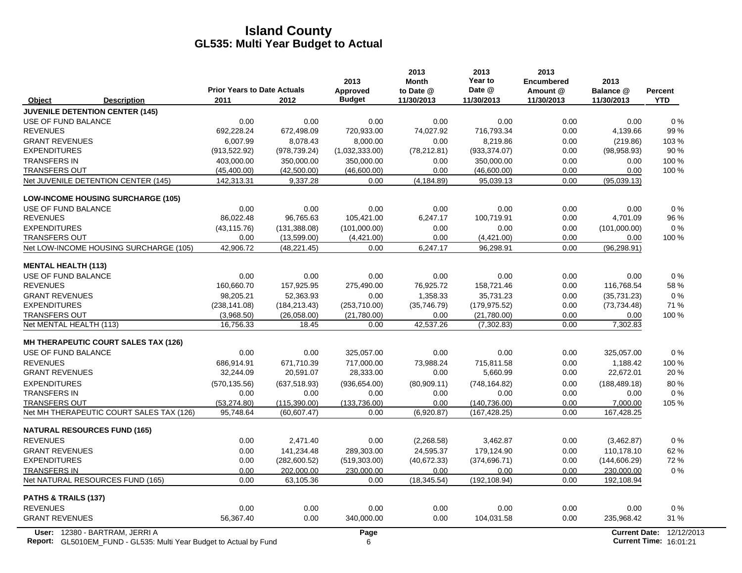# Island County
## GL535: Multi Year Budget to Actual

| Object | Description | Prior Years to Date Actuals 2011 | 2012 | 2013 Approved Budget | 2013 Month to Date @ 11/30/2013 | 2013 Year to Date @ 11/30/2013 | 2013 Encumbered Amount @ 11/30/2013 | 2013 Balance @ 11/30/2013 | Percent YTD |
|---|---|---|---|---|---|---|---|---|---|
| **JUVENILE DETENTION CENTER (145)** | | | | | | | | | |
| USE OF FUND BALANCE | | 0.00 | 0.00 | 0.00 | 0.00 | 0.00 | 0.00 | 0.00 | 0 % |
| REVENUES | | 692,228.24 | 672,498.09 | 720,933.00 | 74,027.92 | 716,793.34 | 0.00 | 4,139.66 | 99 % |
| GRANT REVENUES | | 6,007.99 | 8,078.43 | 8,000.00 | 0.00 | 8,219.86 | 0.00 | (219.86) | 103 % |
| EXPENDITURES | | (913,522.92) | (978,739.24) | (1,032,333.00) | (78,212.81) | (933,374.07) | 0.00 | (98,958.93) | 90 % |
| TRANSFERS IN | | 403,000.00 | 350,000.00 | 350,000.00 | 0.00 | 350,000.00 | 0.00 | 0.00 | 100 % |
| TRANSFERS OUT | | (45,400.00) | (42,500.00) | (46,600.00) | 0.00 | (46,600.00) | 0.00 | 0.00 | 100 % |
| Net JUVENILE DETENTION CENTER (145) | | 142,313.31 | 9,337.28 | 0.00 | (4,184.89) | 95,039.13 | 0.00 | (95,039.13) | |
| **LOW-INCOME HOUSING SURCHARGE (105)** | | | | | | | | | |
| USE OF FUND BALANCE | | 0.00 | 0.00 | 0.00 | 0.00 | 0.00 | 0.00 | 0.00 | 0 % |
| REVENUES | | 86,022.48 | 96,765.63 | 105,421.00 | 6,247.17 | 100,719.91 | 0.00 | 4,701.09 | 96 % |
| EXPENDITURES | | (43,115.76) | (131,388.08) | (101,000.00) | 0.00 | 0.00 | 0.00 | (101,000.00) | 0 % |
| TRANSFERS OUT | | 0.00 | (13,599.00) | (4,421.00) | 0.00 | (4,421.00) | 0.00 | 0.00 | 100 % |
| Net LOW-INCOME HOUSING SURCHARGE (105) | | 42,906.72 | (48,221.45) | 0.00 | 6,247.17 | 96,298.91 | 0.00 | (96,298.91) | |
| **MENTAL HEALTH (113)** | | | | | | | | | |
| USE OF FUND BALANCE | | 0.00 | 0.00 | 0.00 | 0.00 | 0.00 | 0.00 | 0.00 | 0 % |
| REVENUES | | 160,660.70 | 157,925.95 | 275,490.00 | 76,925.72 | 158,721.46 | 0.00 | 116,768.54 | 58 % |
| GRANT REVENUES | | 98,205.21 | 52,363.93 | 0.00 | 1,358.33 | 35,731.23 | 0.00 | (35,731.23) | 0 % |
| EXPENDITURES | | (238,141.08) | (184,213.43) | (253,710.00) | (35,746.79) | (179,975.52) | 0.00 | (73,734.48) | 71 % |
| TRANSFERS OUT | | (3,968.50) | (26,058.00) | (21,780.00) | 0.00 | (21,780.00) | 0.00 | 0.00 | 100 % |
| Net MENTAL HEALTH (113) | | 16,756.33 | 18.45 | 0.00 | 42,537.26 | (7,302.83) | 0.00 | 7,302.83 | |
| **MH THERAPEUTIC COURT SALES TAX (126)** | | | | | | | | | |
| USE OF FUND BALANCE | | 0.00 | 0.00 | 325,057.00 | 0.00 | 0.00 | 0.00 | 325,057.00 | 0 % |
| REVENUES | | 686,914.91 | 671,710.39 | 717,000.00 | 73,988.24 | 715,811.58 | 0.00 | 1,188.42 | 100 % |
| GRANT REVENUES | | 32,244.09 | 20,591.07 | 28,333.00 | 0.00 | 5,660.99 | 0.00 | 22,672.01 | 20 % |
| EXPENDITURES | | (570,135.56) | (637,518.93) | (936,654.00) | (80,909.11) | (748,164.82) | 0.00 | (188,489.18) | 80 % |
| TRANSFERS IN | | 0.00 | 0.00 | 0.00 | 0.00 | 0.00 | 0.00 | 0.00 | 0 % |
| TRANSFERS OUT | | (53,274.80) | (115,390.00) | (133,736.00) | 0.00 | (140,736.00) | 0.00 | 7,000.00 | 105 % |
| Net MH THERAPEUTIC COURT SALES TAX (126) | | 95,748.64 | (60,607.47) | 0.00 | (6,920.87) | (167,428.25) | 0.00 | 167,428.25 | |
| **NATURAL RESOURCES FUND (165)** | | | | | | | | | |
| REVENUES | | 0.00 | 2,471.40 | 0.00 | (2,268.58) | 3,462.87 | 0.00 | (3,462.87) | 0 % |
| GRANT REVENUES | | 0.00 | 141,234.48 | 289,303.00 | 24,595.37 | 179,124.90 | 0.00 | 110,178.10 | 62 % |
| EXPENDITURES | | 0.00 | (282,600.52) | (519,303.00) | (40,672.33) | (374,696.71) | 0.00 | (144,606.29) | 72 % |
| TRANSFERS IN | | 0.00 | 202,000.00 | 230,000.00 | 0.00 | 0.00 | 0.00 | 230,000.00 | 0 % |
| Net NATURAL RESOURCES FUND (165) | | 0.00 | 63,105.36 | 0.00 | (18,345.54) | (192,108.94) | 0.00 | 192,108.94 | |
| **PATHS & TRAILS (137)** | | | | | | | | | |
| REVENUES | | 0.00 | 0.00 | 0.00 | 0.00 | 0.00 | 0.00 | 0.00 | 0 % |
| GRANT REVENUES | | 56,367.40 | 0.00 | 340,000.00 | 0.00 | 104,031.58 | 0.00 | 235,968.42 | 31 % |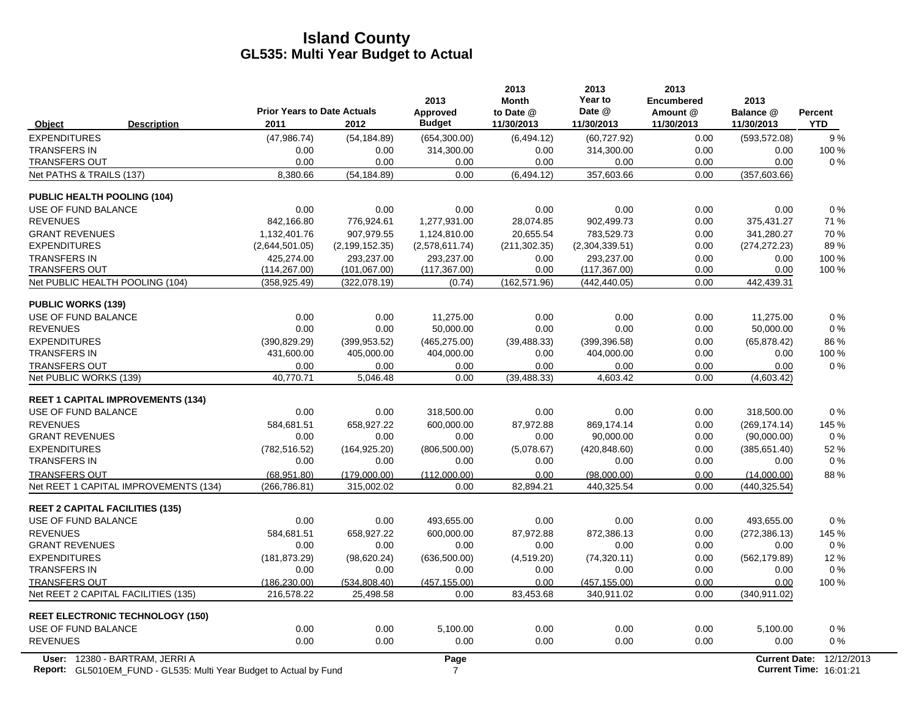# Island County
## GL535: Multi Year Budget to Actual

| Object | Description | Prior Years to Date Actuals 2011 | 2012 | 2013 Approved Budget | 2013 Month to Date @ 11/30/2013 | 2013 Year to Date @ 11/30/2013 | 2013 Encumbered Amount @ 11/30/2013 | 2013 Balance @ 11/30/2013 | Percent YTD |
|---|---|---|---|---|---|---|---|---|---|
| EXPENDITURES | | (47,986.74) | (54,184.89) | (654,300.00) | (6,494.12) | (60,727.92) | 0.00 | (593,572.08) | 9 % |
| TRANSFERS IN | | 0.00 | 0.00 | 314,300.00 | 0.00 | 314,300.00 | 0.00 | 0.00 | 100 % |
| TRANSFERS OUT | | 0.00 | 0.00 | 0.00 | 0.00 | 0.00 | 0.00 | 0.00 | 0 % |
| Net PATHS & TRAILS (137) | | 8,380.66 | (54,184.89) | 0.00 | (6,494.12) | 357,603.66 | 0.00 | (357,603.66) | |
| **PUBLIC HEALTH POOLING (104)** | | | | | | | | | |
| USE OF FUND BALANCE | | 0.00 | 0.00 | 0.00 | 0.00 | 0.00 | 0.00 | 0.00 | 0 % |
| REVENUES | | 842,166.80 | 776,924.61 | 1,277,931.00 | 28,074.85 | 902,499.73 | 0.00 | 375,431.27 | 71 % |
| GRANT REVENUES | | 1,132,401.76 | 907,979.55 | 1,124,810.00 | 20,655.54 | 783,529.73 | 0.00 | 341,280.27 | 70 % |
| EXPENDITURES | | (2,644,501.05) | (2,199,152.35) | (2,578,611.74) | (211,302.35) | (2,304,339.51) | 0.00 | (274,272.23) | 89 % |
| TRANSFERS IN | | 425,274.00 | 293,237.00 | 293,237.00 | 0.00 | 293,237.00 | 0.00 | 0.00 | 100 % |
| TRANSFERS OUT | | (114,267.00) | (101,067.00) | (117,367.00) | 0.00 | (117,367.00) | 0.00 | 0.00 | 100 % |
| Net PUBLIC HEALTH POOLING (104) | | (358,925.49) | (322,078.19) | (0.74) | (162,571.96) | (442,440.05) | 0.00 | 442,439.31 | |
| **PUBLIC WORKS (139)** | | | | | | | | | |
| USE OF FUND BALANCE | | 0.00 | 0.00 | 11,275.00 | 0.00 | 0.00 | 0.00 | 11,275.00 | 0 % |
| REVENUES | | 0.00 | 0.00 | 50,000.00 | 0.00 | 0.00 | 0.00 | 50,000.00 | 0 % |
| EXPENDITURES | | (390,829.29) | (399,953.52) | (465,275.00) | (39,488.33) | (399,396.58) | 0.00 | (65,878.42) | 86 % |
| TRANSFERS IN | | 431,600.00 | 405,000.00 | 404,000.00 | 0.00 | 404,000.00 | 0.00 | 0.00 | 100 % |
| TRANSFERS OUT | | 0.00 | 0.00 | 0.00 | 0.00 | 0.00 | 0.00 | 0.00 | 0 % |
| Net PUBLIC WORKS (139) | | 40,770.71 | 5,046.48 | 0.00 | (39,488.33) | 4,603.42 | 0.00 | (4,603.42) | |
| **REET 1 CAPITAL IMPROVEMENTS (134)** | | | | | | | | | |
| USE OF FUND BALANCE | | 0.00 | 0.00 | 318,500.00 | 0.00 | 0.00 | 0.00 | 318,500.00 | 0 % |
| REVENUES | | 584,681.51 | 658,927.22 | 600,000.00 | 87,972.88 | 869,174.14 | 0.00 | (269,174.14) | 145 % |
| GRANT REVENUES | | 0.00 | 0.00 | 0.00 | 0.00 | 90,000.00 | 0.00 | (90,000.00) | 0 % |
| EXPENDITURES | | (782,516.52) | (164,925.20) | (806,500.00) | (5,078.67) | (420,848.60) | 0.00 | (385,651.40) | 52 % |
| TRANSFERS IN | | 0.00 | 0.00 | 0.00 | 0.00 | 0.00 | 0.00 | 0.00 | 0 % |
| TRANSFERS OUT | | (68,951.80) | (179,000.00) | (112,000.00) | 0.00 | (98,000.00) | 0.00 | (14,000.00) | 88 % |
| Net REET 1 CAPITAL IMPROVEMENTS (134) | | (266,786.81) | 315,002.02 | 0.00 | 82,894.21 | 440,325.54 | 0.00 | (440,325.54) | |
| **REET 2 CAPITAL FACILITIES (135)** | | | | | | | | | |
| USE OF FUND BALANCE | | 0.00 | 0.00 | 493,655.00 | 0.00 | 0.00 | 0.00 | 493,655.00 | 0 % |
| REVENUES | | 584,681.51 | 658,927.22 | 600,000.00 | 87,972.88 | 872,386.13 | 0.00 | (272,386.13) | 145 % |
| GRANT REVENUES | | 0.00 | 0.00 | 0.00 | 0.00 | 0.00 | 0.00 | 0.00 | 0 % |
| EXPENDITURES | | (181,873.29) | (98,620.24) | (636,500.00) | (4,519.20) | (74,320.11) | 0.00 | (562,179.89) | 12 % |
| TRANSFERS IN | | 0.00 | 0.00 | 0.00 | 0.00 | 0.00 | 0.00 | 0.00 | 0 % |
| TRANSFERS OUT | | (186,230.00) | (534,808.40) | (457,155.00) | 0.00 | (457,155.00) | 0.00 | 0.00 | 100 % |
| Net REET 2 CAPITAL FACILITIES (135) | | 216,578.22 | 25,498.58 | 0.00 | 83,453.68 | 340,911.02 | 0.00 | (340,911.02) | |
| **REET ELECTRONIC TECHNOLOGY (150)** | | | | | | | | | |
| USE OF FUND BALANCE | | 0.00 | 0.00 | 5,100.00 | 0.00 | 0.00 | 0.00 | 5,100.00 | 0 % |
| REVENUES | | 0.00 | 0.00 | 0.00 | 0.00 | 0.00 | 0.00 | 0.00 | 0 % |

User: 12380 - BARTRAM, JERRI A
Report: GL5010EM_FUND - GL535: Multi Year Budget to Actual by Fund
Current Date: 12/12/2013
Current Time: 16:01:21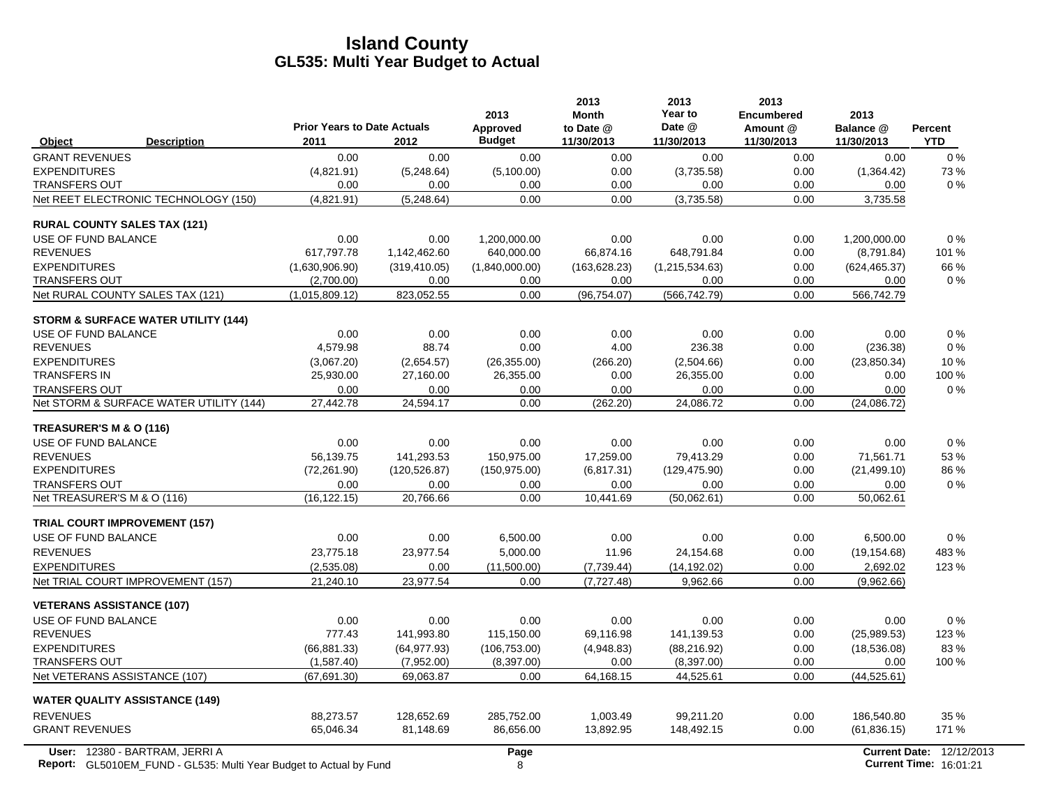# Island County
## GL535: Multi Year Budget to Actual

| Object | Description | Prior Years to Date Actuals 2011 | 2012 | 2013 Approved Budget | 2013 Month to Date @ 11/30/2013 | 2013 Year to Date @ 11/30/2013 | 2013 Encumbered Amount @ 11/30/2013 | 2013 Balance @ 11/30/2013 | Percent YTD |
|---|---|---|---|---|---|---|---|---|---|
| GRANT REVENUES | | 0.00 | 0.00 | 0.00 | 0.00 | 0.00 | 0.00 | 0.00 | 0 % |
| EXPENDITURES | | (4,821.91) | (5,248.64) | (5,100.00) | 0.00 | (3,735.58) | 0.00 | (1,364.42) | 73 % |
| TRANSFERS OUT | | 0.00 | 0.00 | 0.00 | 0.00 | 0.00 | 0.00 | 0.00 | 0 % |
| Net REET ELECTRONIC TECHNOLOGY (150) | | (4,821.91) | (5,248.64) | 0.00 | 0.00 | (3,735.58) | 0.00 | 3,735.58 | |
| **RURAL COUNTY SALES TAX (121)** | | | | | | | | | |
| USE OF FUND BALANCE | | 0.00 | 0.00 | 1,200,000.00 | 0.00 | 0.00 | 0.00 | 1,200,000.00 | 0 % |
| REVENUES | | 617,797.78 | 1,142,462.60 | 640,000.00 | 66,874.16 | 648,791.84 | 0.00 | (8,791.84) | 101 % |
| EXPENDITURES | | (1,630,906.90) | (319,410.05) | (1,840,000.00) | (163,628.23) | (1,215,534.63) | 0.00 | (624,465.37) | 66 % |
| TRANSFERS OUT | | (2,700.00) | 0.00 | 0.00 | 0.00 | 0.00 | 0.00 | 0.00 | 0 % |
| Net RURAL COUNTY SALES TAX (121) | | (1,015,809.12) | 823,052.55 | 0.00 | (96,754.07) | (566,742.79) | 0.00 | 566,742.79 | |
| **STORM & SURFACE WATER UTILITY (144)** | | | | | | | | | |
| USE OF FUND BALANCE | | 0.00 | 0.00 | 0.00 | 0.00 | 0.00 | 0.00 | 0.00 | 0 % |
| REVENUES | | 4,579.98 | 88.74 | 0.00 | 4.00 | 236.38 | 0.00 | (236.38) | 0 % |
| EXPENDITURES | | (3,067.20) | (2,654.57) | (26,355.00) | (266.20) | (2,504.66) | 0.00 | (23,850.34) | 10 % |
| TRANSFERS IN | | 25,930.00 | 27,160.00 | 26,355.00 | 0.00 | 26,355.00 | 0.00 | 0.00 | 100 % |
| TRANSFERS OUT | | 0.00 | 0.00 | 0.00 | 0.00 | 0.00 | 0.00 | 0.00 | 0 % |
| Net STORM & SURFACE WATER UTILITY (144) | | 27,442.78 | 24,594.17 | 0.00 | (262.20) | 24,086.72 | 0.00 | (24,086.72) | |
| **TREASURER'S M & O (116)** | | | | | | | | | |
| USE OF FUND BALANCE | | 0.00 | 0.00 | 0.00 | 0.00 | 0.00 | 0.00 | 0.00 | 0 % |
| REVENUES | | 56,139.75 | 141,293.53 | 150,975.00 | 17,259.00 | 79,413.29 | 0.00 | 71,561.71 | 53 % |
| EXPENDITURES | | (72,261.90) | (120,526.87) | (150,975.00) | (6,817.31) | (129,475.90) | 0.00 | (21,499.10) | 86 % |
| TRANSFERS OUT | | 0.00 | 0.00 | 0.00 | 0.00 | 0.00 | 0.00 | 0.00 | 0 % |
| Net TREASURER'S M & O (116) | | (16,122.15) | 20,766.66 | 0.00 | 10,441.69 | (50,062.61) | 0.00 | 50,062.61 | |
| **TRIAL COURT IMPROVEMENT (157)** | | | | | | | | | |
| USE OF FUND BALANCE | | 0.00 | 0.00 | 6,500.00 | 0.00 | 0.00 | 0.00 | 6,500.00 | 0 % |
| REVENUES | | 23,775.18 | 23,977.54 | 5,000.00 | 11.96 | 24,154.68 | 0.00 | (19,154.68) | 483 % |
| EXPENDITURES | | (2,535.08) | 0.00 | (11,500.00) | (7,739.44) | (14,192.02) | 0.00 | 2,692.02 | 123 % |
| Net TRIAL COURT IMPROVEMENT (157) | | 21,240.10 | 23,977.54 | 0.00 | (7,727.48) | 9,962.66 | 0.00 | (9,962.66) | |
| **VETERANS ASSISTANCE (107)** | | | | | | | | | |
| USE OF FUND BALANCE | | 0.00 | 0.00 | 0.00 | 0.00 | 0.00 | 0.00 | 0.00 | 0 % |
| REVENUES | | 777.43 | 141,993.80 | 115,150.00 | 69,116.98 | 141,139.53 | 0.00 | (25,989.53) | 123 % |
| EXPENDITURES | | (66,881.33) | (64,977.93) | (106,753.00) | (4,948.83) | (88,216.92) | 0.00 | (18,536.08) | 83 % |
| TRANSFERS OUT | | (1,587.40) | (7,952.00) | (8,397.00) | 0.00 | (8,397.00) | 0.00 | 0.00 | 100 % |
| Net VETERANS ASSISTANCE (107) | | (67,691.30) | 69,063.87 | 0.00 | 64,168.15 | 44,525.61 | 0.00 | (44,525.61) | |
| **WATER QUALITY ASSISTANCE (149)** | | | | | | | | | |
| REVENUES | | 88,273.57 | 128,652.69 | 285,752.00 | 1,003.49 | 99,211.20 | 0.00 | 186,540.80 | 35 % |
| GRANT REVENUES | | 65,046.34 | 81,148.69 | 86,656.00 | 13,892.95 | 148,492.15 | 0.00 | (61,836.15) | 171 % |

User: 12380 - BARTRAM, JERRI A
Report: GL5010EM_FUND - GL535: Multi Year Budget to Actual by Fund
Current Date: 12/12/2013
Current Time: 16:01:21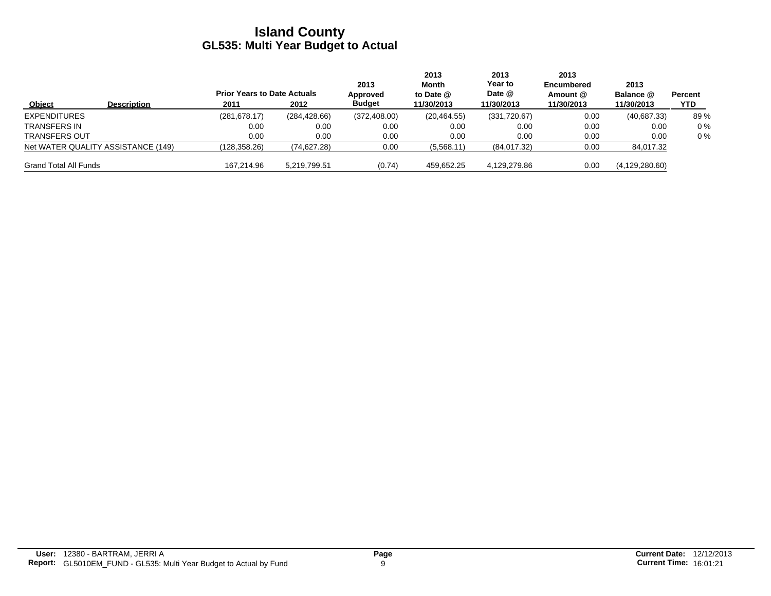# Island County
## GL535: Multi Year Budget to Actual

| Object | Description | Prior Years to Date Actuals 2011 | 2012 | 2013 Approved Budget | 2013 Month to Date @ 11/30/2013 | 2013 Year to Date @ 11/30/2013 | 2013 Encumbered Amount @ 11/30/2013 | 2013 Balance @ 11/30/2013 | Percent YTD |
|---|---|---|---|---|---|---|---|---|---|
| EXPENDITURES | | (281,678.17) | (284,428.66) | (372,408.00) | (20,464.55) | (331,720.67) | 0.00 | (40,687.33) | 89 % |
| TRANSFERS IN | | 0.00 | 0.00 | 0.00 | 0.00 | 0.00 | 0.00 | 0.00 | 0 % |
| TRANSFERS OUT | | 0.00 | 0.00 | 0.00 | 0.00 | 0.00 | 0.00 | 0.00 | 0 % |
| Net WATER QUALITY ASSISTANCE (149) | | (128,358.26) | (74,627.28) | 0.00 | (5,568.11) | (84,017.32) | 0.00 | 84,017.32 | |
| Grand Total All Funds | | 167,214.96 | 5,219,799.51 | (0.74) | 459,652.25 | 4,129,279.86 | 0.00 | (4,129,280.60) | |

**User:** 12380 - BARTRAM, JERRI A
**Report:** GL5010EM_FUND - GL535: Multi Year Budget to Actual by Fund

**Current Date:** 12/12/2013
**Current Time:** 16:01:21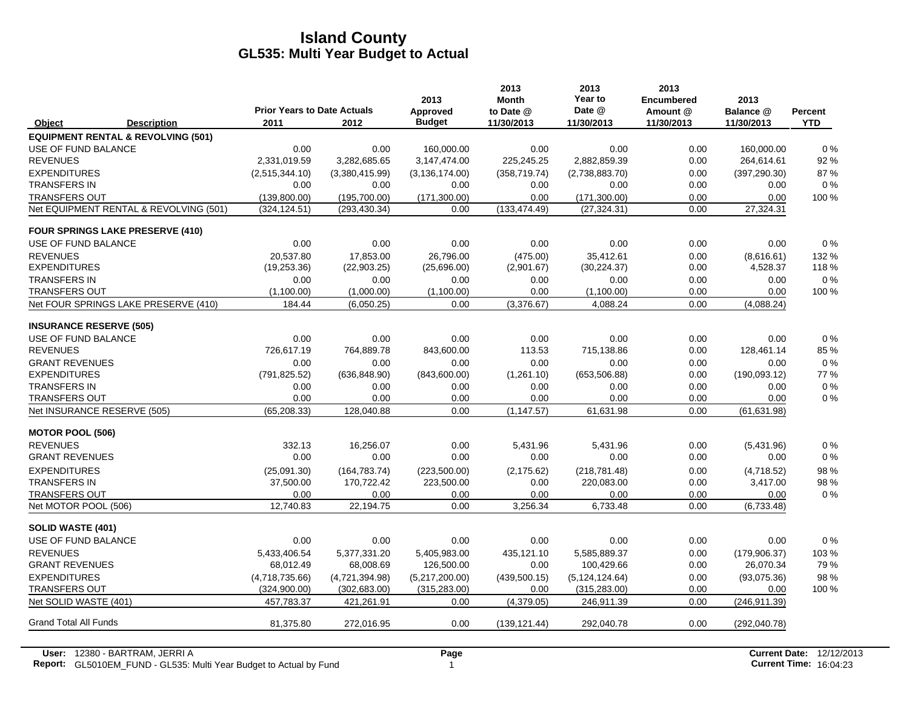# Island County
## GL535: Multi Year Budget to Actual

| Object | Description | Prior Years to Date Actuals 2011 | 2012 | 2013 Approved Budget | 2013 Month to Date @ 11/30/2013 | 2013 Year to Date @ 11/30/2013 | 2013 Encumbered Amount @ 11/30/2013 | 2013 Balance @ 11/30/2013 | Percent YTD |
|---|---|---|---|---|---|---|---|---|---|
| **EQUIPMENT RENTAL & REVOLVING (501)** | | | | | | | | | |
| USE OF FUND BALANCE | | 0.00 | 0.00 | 160,000.00 | 0.00 | 0.00 | 0.00 | 160,000.00 | 0 % |
| REVENUES | | 2,331,019.59 | 3,282,685.65 | 3,147,474.00 | 225,245.25 | 2,882,859.39 | 0.00 | 264,614.61 | 92 % |
| EXPENDITURES | | (2,515,344.10) | (3,380,415.99) | (3,136,174.00) | (358,719.74) | (2,738,883.70) | 0.00 | (397,290.30) | 87 % |
| TRANSFERS IN | | 0.00 | 0.00 | 0.00 | 0.00 | 0.00 | 0.00 | 0.00 | 0 % |
| TRANSFERS OUT | | (139,800.00) | (195,700.00) | (171,300.00) | 0.00 | (171,300.00) | 0.00 | 0.00 | 100 % |
| Net EQUIPMENT RENTAL & REVOLVING (501) | | (324,124.51) | (293,430.34) | 0.00 | (133,474.49) | (27,324.31) | 0.00 | 27,324.31 | |
| **FOUR SPRINGS LAKE PRESERVE (410)** | | | | | | | | | |
| USE OF FUND BALANCE | | 0.00 | 0.00 | 0.00 | 0.00 | 0.00 | 0.00 | 0.00 | 0 % |
| REVENUES | | 20,537.80 | 17,853.00 | 26,796.00 | (475.00) | 35,412.61 | 0.00 | (8,616.61) | 132 % |
| EXPENDITURES | | (19,253.36) | (22,903.25) | (25,696.00) | (2,901.67) | (30,224.37) | 0.00 | 4,528.37 | 118 % |
| TRANSFERS IN | | 0.00 | 0.00 | 0.00 | 0.00 | 0.00 | 0.00 | 0.00 | 0 % |
| TRANSFERS OUT | | (1,100.00) | (1,000.00) | (1,100.00) | 0.00 | (1,100.00) | 0.00 | 0.00 | 100 % |
| Net FOUR SPRINGS LAKE PRESERVE (410) | | 184.44 | (6,050.25) | 0.00 | (3,376.67) | 4,088.24 | 0.00 | (4,088.24) | |
| **INSURANCE RESERVE (505)** | | | | | | | | | |
| USE OF FUND BALANCE | | 0.00 | 0.00 | 0.00 | 0.00 | 0.00 | 0.00 | 0.00 | 0 % |
| REVENUES | | 726,617.19 | 764,889.78 | 843,600.00 | 113.53 | 715,138.86 | 0.00 | 128,461.14 | 85 % |
| GRANT REVENUES | | 0.00 | 0.00 | 0.00 | 0.00 | 0.00 | 0.00 | 0.00 | 0 % |
| EXPENDITURES | | (791,825.52) | (636,848.90) | (843,600.00) | (1,261.10) | (653,506.88) | 0.00 | (190,093.12) | 77 % |
| TRANSFERS IN | | 0.00 | 0.00 | 0.00 | 0.00 | 0.00 | 0.00 | 0.00 | 0 % |
| TRANSFERS OUT | | 0.00 | 0.00 | 0.00 | 0.00 | 0.00 | 0.00 | 0.00 | 0 % |
| Net INSURANCE RESERVE (505) | | (65,208.33) | 128,040.88 | 0.00 | (1,147.57) | 61,631.98 | 0.00 | (61,631.98) | |
| **MOTOR POOL (506)** | | | | | | | | | |
| REVENUES | | 332.13 | 16,256.07 | 0.00 | 5,431.96 | 5,431.96 | 0.00 | (5,431.96) | 0 % |
| GRANT REVENUES | | 0.00 | 0.00 | 0.00 | 0.00 | 0.00 | 0.00 | 0.00 | 0 % |
| EXPENDITURES | | (25,091.30) | (164,783.74) | (223,500.00) | (2,175.62) | (218,781.48) | 0.00 | (4,718.52) | 98 % |
| TRANSFERS IN | | 37,500.00 | 170,722.42 | 223,500.00 | 0.00 | 220,083.00 | 0.00 | 3,417.00 | 98 % |
| TRANSFERS OUT | | 0.00 | 0.00 | 0.00 | 0.00 | 0.00 | 0.00 | 0.00 | 0 % |
| Net MOTOR POOL (506) | | 12,740.83 | 22,194.75 | 0.00 | 3,256.34 | 6,733.48 | 0.00 | (6,733.48) | |
| **SOLID WASTE (401)** | | | | | | | | | |
| USE OF FUND BALANCE | | 0.00 | 0.00 | 0.00 | 0.00 | 0.00 | 0.00 | 0.00 | 0 % |
| REVENUES | | 5,433,406.54 | 5,377,331.20 | 5,405,983.00 | 435,121.10 | 5,585,889.37 | 0.00 | (179,906.37) | 103 % |
| GRANT REVENUES | | 68,012.49 | 68,008.69 | 126,500.00 | 0.00 | 100,429.66 | 0.00 | 26,070.34 | 79 % |
| EXPENDITURES | | (4,718,735.66) | (4,721,394.98) | (5,217,200.00) | (439,500.15) | (5,124,124.64) | 0.00 | (93,075.36) | 98 % |
| TRANSFERS OUT | | (324,900.00) | (302,683.00) | (315,283.00) | 0.00 | (315,283.00) | 0.00 | 0.00 | 100 % |
| Net SOLID WASTE (401) | | 457,783.37 | 421,261.91 | 0.00 | (4,379.05) | 246,911.39 | 0.00 | (246,911.39) | |
| Grand Total All Funds | | 81,375.80 | 272,016.95 | 0.00 | (139,121.44) | 292,040.78 | 0.00 | (292,040.78) | |

**User:** 12380 - BARTRAM, JERRI A
**Report:** GL5010EM_FUND - GL535: Multi Year Budget to Actual by Fund
**Current Date:** 12/12/2013
**Current Time:** 16:04:23